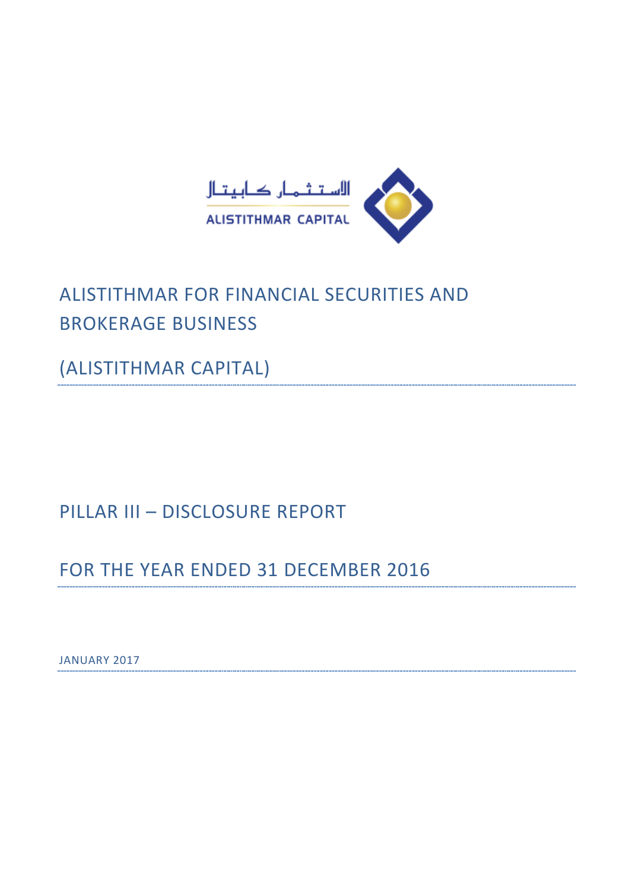الاستثمار كابيتال

ALISTITHMAR CAPITAL

# ALISTITHMAR FOR FINANCIAL SECURITIES AND BROKERAGE BUSINESS

# (ALISTITHMAR CAPITAL)

## PILLAR III – DISCLOSURE REPORT

## FOR THE YEAR ENDED 31 DECEMBER 2016

JANUARY 2017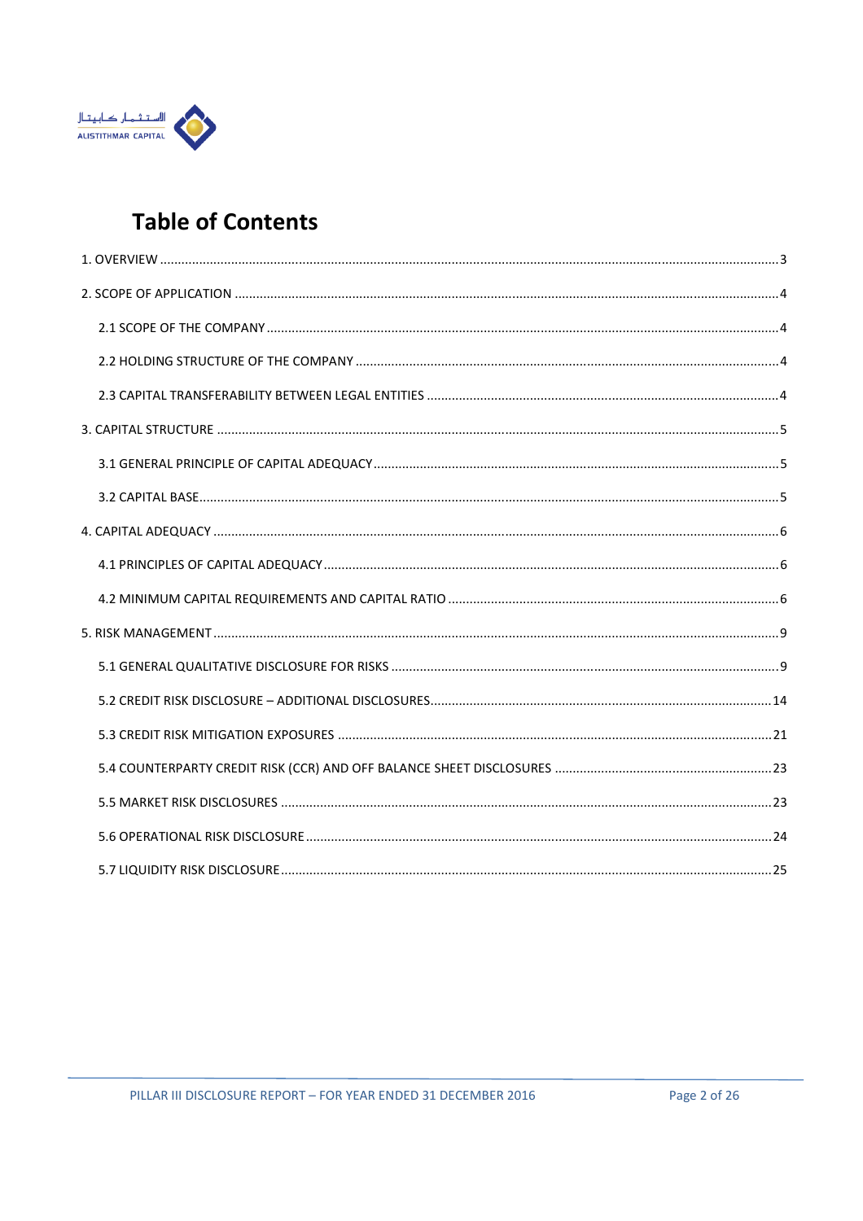# Table of Contents

1. OVERVIEW ....... 3

2. SCOPE OF APPLICATION ....... 4

   2.1 SCOPE OF THE COMPANY ....... 4

   2.2 HOLDING STRUCTURE OF THE COMPANY ....... 4

   2.3 CAPITAL TRANSFERABILITY BETWEEN LEGAL ENTITIES ....... 4

3. CAPITAL STRUCTURE ....... 5

   3.1 GENERAL PRINCIPLE OF CAPITAL ADEQUACY ....... 5

   3.2 CAPITAL BASE ....... 5

4. CAPITAL ADEQUACY ....... 6

   4.1 PRINCIPLES OF CAPITAL ADEQUACY ....... 6

   4.2 MINIMUM CAPITAL REQUIREMENTS AND CAPITAL RATIO ....... 6

5. RISK MANAGEMENT ....... 9

   5.1 GENERAL QUALITATIVE DISCLOSURE FOR RISKS ....... 9

   5.2 CREDIT RISK DISCLOSURE – ADDITIONAL DISCLOSURES ....... 14

   5.3 CREDIT RISK MITIGATION EXPOSURES ....... 21

   5.4 COUNTERPARTY CREDIT RISK (CCR) AND OFF BALANCE SHEET DISCLOSURES ....... 23

   5.5 MARKET RISK DISCLOSURES ....... 23

   5.6 OPERATIONAL RISK DISCLOSURE ....... 24

   5.7 LIQUIDITY RISK DISCLOSURE ....... 25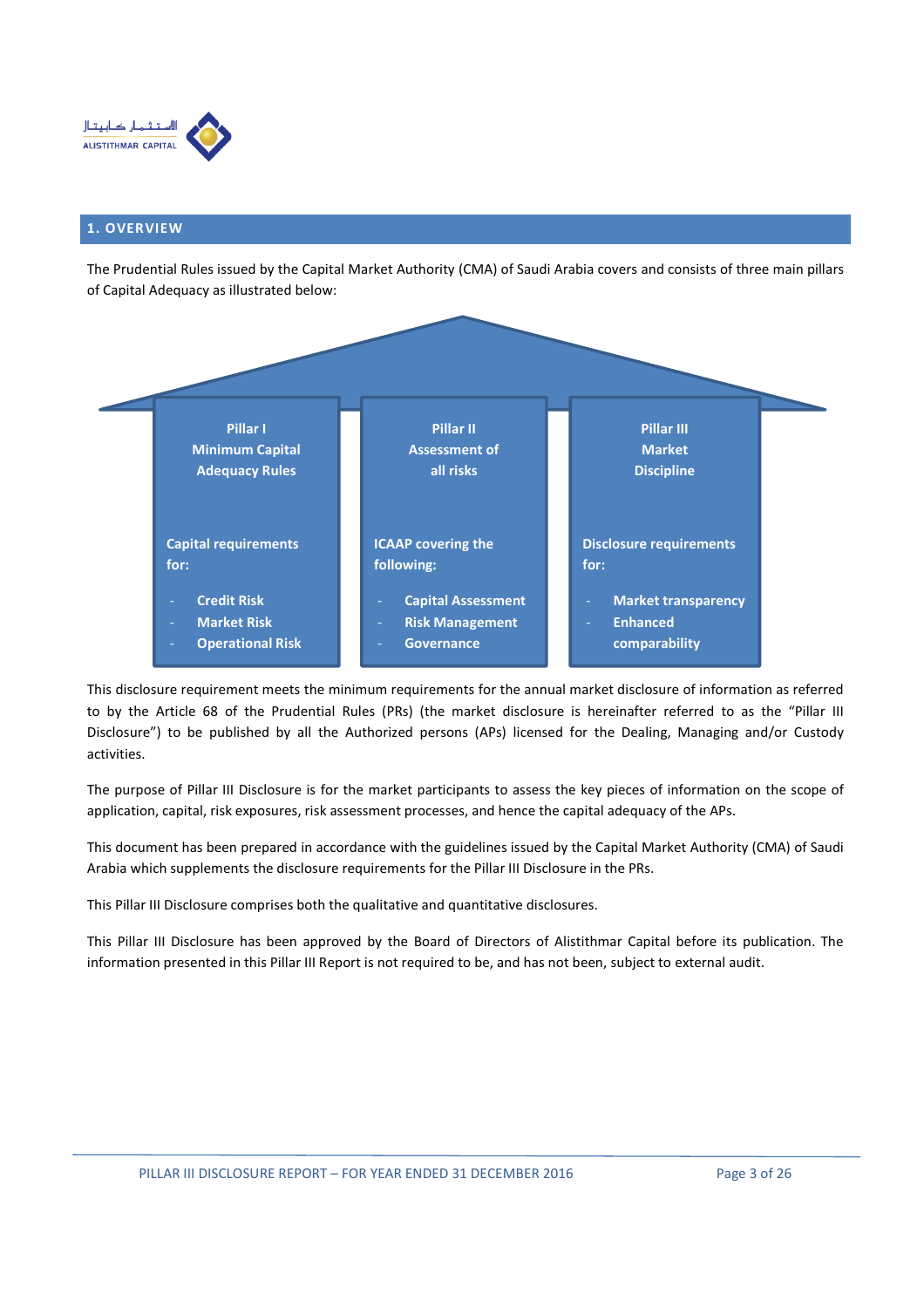## 1. OVERVIEW

The Prudential Rules issued by the Capital Market Authority (CMA) of Saudi Arabia covers and consists of three main pillars of Capital Adequacy as illustrated below:

| Pillar I<br>Minimum Capital Adequacy Rules | Pillar II<br>Assessment of all risks | Pillar III<br>Market Discipline |
|---|---|---|
| Capital requirements for:<br>- Credit Risk<br>- Market Risk<br>- Operational Risk | ICAAP covering the following:<br>- Capital Assessment<br>- Risk Management<br>- Governance | Disclosure requirements for:<br>- Market transparency<br>- Enhanced comparability |

This disclosure requirement meets the minimum requirements for the annual market disclosure of information as referred to by the Article 68 of the Prudential Rules (PRs) (the market disclosure is hereinafter referred to as the "Pillar III Disclosure") to be published by all the Authorized persons (APs) licensed for the Dealing, Managing and/or Custody activities.

The purpose of Pillar III Disclosure is for the market participants to assess the key pieces of information on the scope of application, capital, risk exposures, risk assessment processes, and hence the capital adequacy of the APs.

This document has been prepared in accordance with the guidelines issued by the Capital Market Authority (CMA) of Saudi Arabia which supplements the disclosure requirements for the Pillar III Disclosure in the PRs.

This Pillar III Disclosure comprises both the qualitative and quantitative disclosures.

This Pillar III Disclosure has been approved by the Board of Directors of Alistithmar Capital before its publication. The information presented in this Pillar III Report is not required to be, and has not been, subject to external audit.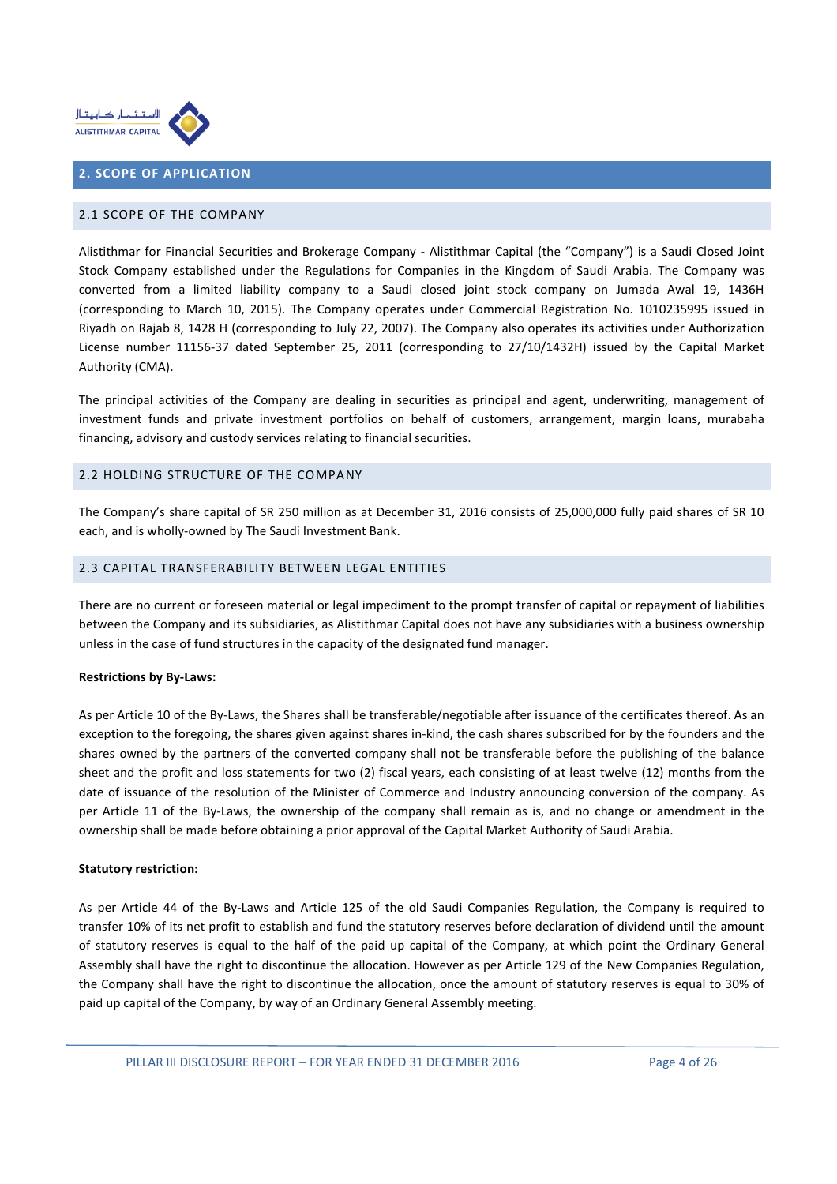## 2. SCOPE OF APPLICATION

### 2.1 SCOPE OF THE COMPANY

Alistithmar for Financial Securities and Brokerage Company - Alistithmar Capital (the "Company") is a Saudi Closed Joint Stock Company established under the Regulations for Companies in the Kingdom of Saudi Arabia. The Company was converted from a limited liability company to a Saudi closed joint stock company on Jumada Awal 19, 1436H (corresponding to March 10, 2015). The Company operates under Commercial Registration No. 1010235995 issued in Riyadh on Rajab 8, 1428 H (corresponding to July 22, 2007). The Company also operates its activities under Authorization License number 11156-37 dated September 25, 2011 (corresponding to 27/10/1432H) issued by the Capital Market Authority (CMA).

The principal activities of the Company are dealing in securities as principal and agent, underwriting, management of investment funds and private investment portfolios on behalf of customers, arrangement, margin loans, murabaha financing, advisory and custody services relating to financial securities.

### 2.2 HOLDING STRUCTURE OF THE COMPANY

The Company's share capital of SR 250 million as at December 31, 2016 consists of 25,000,000 fully paid shares of SR 10 each, and is wholly-owned by The Saudi Investment Bank.

### 2.3 CAPITAL TRANSFERABILITY BETWEEN LEGAL ENTITIES

There are no current or foreseen material or legal impediment to the prompt transfer of capital or repayment of liabilities between the Company and its subsidiaries, as Alistithmar Capital does not have any subsidiaries with a business ownership unless in the case of fund structures in the capacity of the designated fund manager.

**Restrictions by By-Laws:**

As per Article 10 of the By-Laws, the Shares shall be transferable/negotiable after issuance of the certificates thereof. As an exception to the foregoing, the shares given against shares in-kind, the cash shares subscribed for by the founders and the shares owned by the partners of the converted company shall not be transferable before the publishing of the balance sheet and the profit and loss statements for two (2) fiscal years, each consisting of at least twelve (12) months from the date of issuance of the resolution of the Minister of Commerce and Industry announcing conversion of the company. As per Article 11 of the By-Laws, the ownership of the company shall remain as is, and no change or amendment in the ownership shall be made before obtaining a prior approval of the Capital Market Authority of Saudi Arabia.

**Statutory restriction:**

As per Article 44 of the By-Laws and Article 125 of the old Saudi Companies Regulation, the Company is required to transfer 10% of its net profit to establish and fund the statutory reserves before declaration of dividend until the amount of statutory reserves is equal to the half of the paid up capital of the Company, at which point the Ordinary General Assembly shall have the right to discontinue the allocation. However as per Article 129 of the New Companies Regulation, the Company shall have the right to discontinue the allocation, once the amount of statutory reserves is equal to 30% of paid up capital of the Company, by way of an Ordinary General Assembly meeting.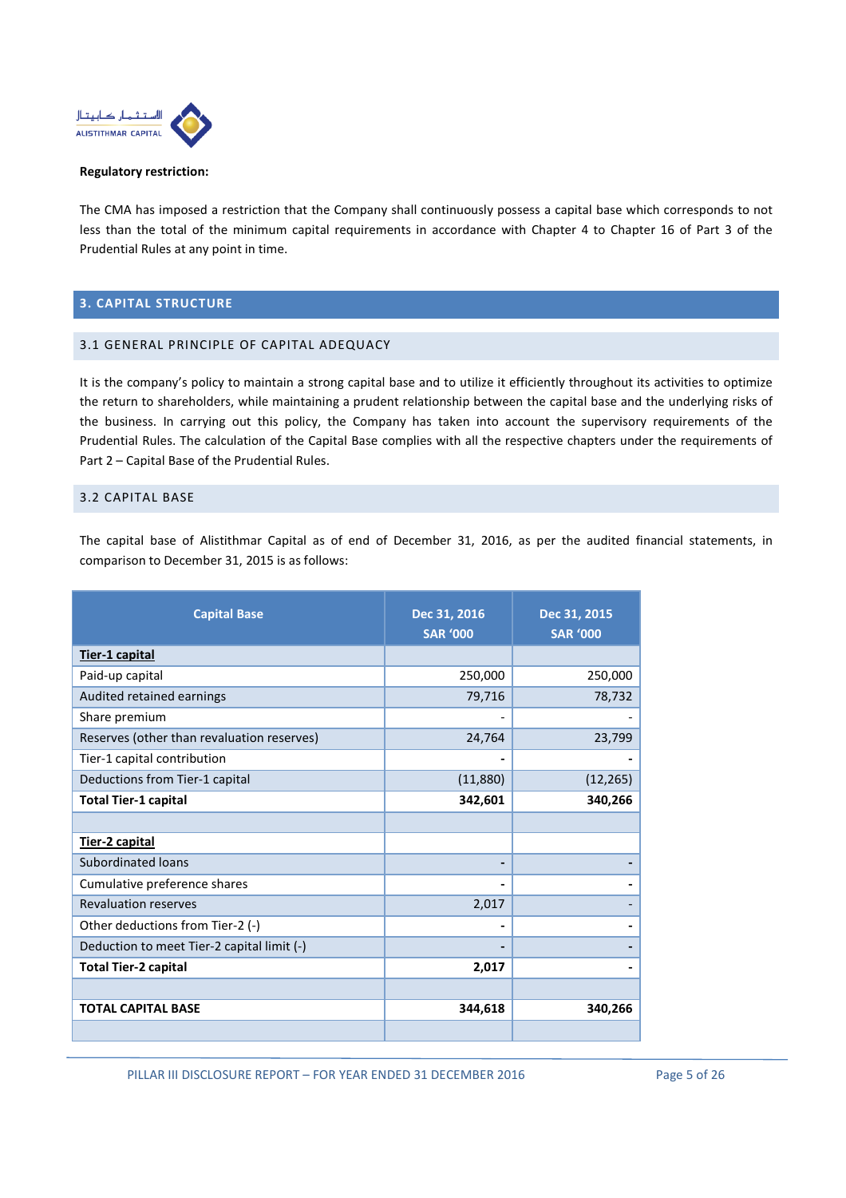**Regulatory restriction:**

The CMA has imposed a restriction that the Company shall continuously possess a capital base which corresponds to not less than the total of the minimum capital requirements in accordance with Chapter 4 to Chapter 16 of Part 3 of the Prudential Rules at any point in time.

## 3. CAPITAL STRUCTURE

### 3.1 GENERAL PRINCIPLE OF CAPITAL ADEQUACY

It is the company's policy to maintain a strong capital base and to utilize it efficiently throughout its activities to optimize the return to shareholders, while maintaining a prudent relationship between the capital base and the underlying risks of the business. In carrying out this policy, the Company has taken into account the supervisory requirements of the Prudential Rules. The calculation of the Capital Base complies with all the respective chapters under the requirements of Part 2 – Capital Base of the Prudential Rules.

### 3.2 CAPITAL BASE

The capital base of Alistithmar Capital as of end of December 31, 2016, as per the audited financial statements, in comparison to December 31, 2015 is as follows:

| Capital Base | Dec 31, 2016 SAR '000 | Dec 31, 2015 SAR '000 |
|---|---|---|
| **Tier-1 capital** | | |
| Paid-up capital | 250,000 | 250,000 |
| Audited retained earnings | 79,716 | 78,732 |
| Share premium | - | - |
| Reserves (other than revaluation reserves) | 24,764 | 23,799 |
| Tier-1 capital contribution | - | - |
| Deductions from Tier-1 capital | (11,880) | (12,265) |
| **Total Tier-1 capital** | **342,601** | **340,266** |
| | | |
| **Tier-2 capital** | | |
| Subordinated loans | - | - |
| Cumulative preference shares | - | - |
| Revaluation reserves | 2,017 | - |
| Other deductions from Tier-2 (-) | - | - |
| Deduction to meet Tier-2 capital limit (-) | - | - |
| **Total Tier-2 capital** | **2,017** | **-** |
| | | |
| **TOTAL CAPITAL BASE** | **344,618** | **340,266** |
| | | |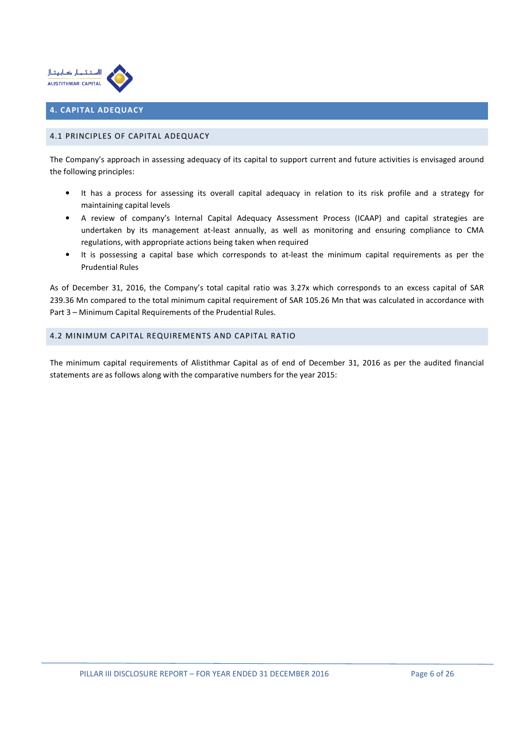## 4. CAPITAL ADEQUACY

### 4.1 PRINCIPLES OF CAPITAL ADEQUACY

The Company's approach in assessing adequacy of its capital to support current and future activities is envisaged around the following principles:

- It has a process for assessing its overall capital adequacy in relation to its risk profile and a strategy for maintaining capital levels
- A review of company's Internal Capital Adequacy Assessment Process (ICAAP) and capital strategies are undertaken by its management at-least annually, as well as monitoring and ensuring compliance to CMA regulations, with appropriate actions being taken when required
- It is possessing a capital base which corresponds to at-least the minimum capital requirements as per the Prudential Rules

As of December 31, 2016, the Company's total capital ratio was 3.27x which corresponds to an excess capital of SAR 239.36 Mn compared to the total minimum capital requirement of SAR 105.26 Mn that was calculated in accordance with Part 3 – Minimum Capital Requirements of the Prudential Rules.

### 4.2 MINIMUM CAPITAL REQUIREMENTS AND CAPITAL RATIO

The minimum capital requirements of Alistithmar Capital as of end of December 31, 2016 as per the audited financial statements are as follows along with the comparative numbers for the year 2015: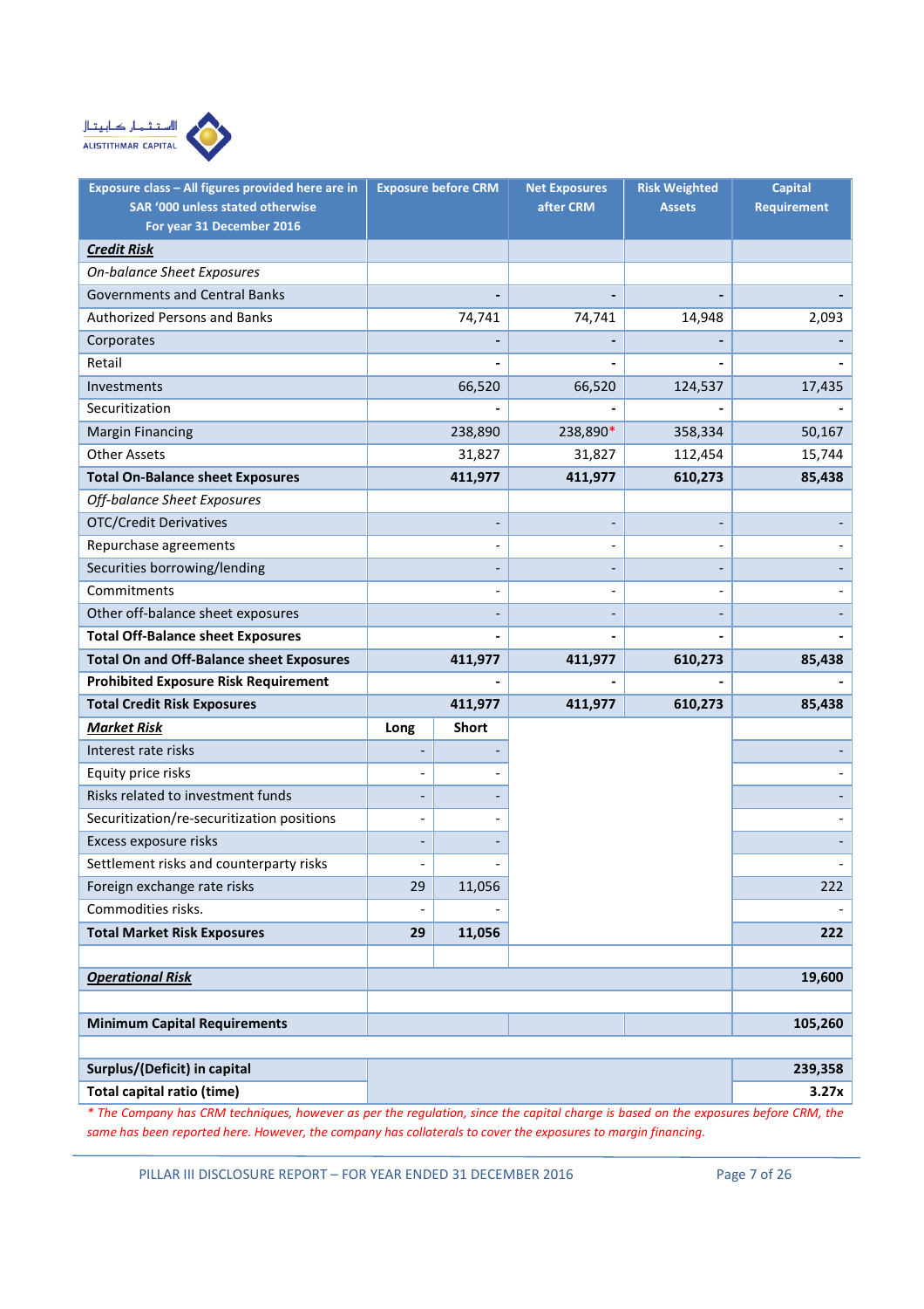| Exposure class – All figures provided here are in SAR '000 unless stated otherwise For year 31 December 2016 | Exposure before CRM | | Net Exposures after CRM | Risk Weighted Assets | Capital Requirement |
|---|---|---|---|---|---|
| ***Credit Risk*** | | | | | |
| *On-balance Sheet Exposures* | | | | | |
| Governments and Central Banks | - | | - | - | - |
| Authorized Persons and Banks | 74,741 | | 74,741 | 14,948 | 2,093 |
| Corporates | - | | - | - | - |
| Retail | - | | - | - | - |
| Investments | 66,520 | | 66,520 | 124,537 | 17,435 |
| Securitization | - | | - | - | - |
| Margin Financing | 238,890 | | 238,890* | 358,334 | 50,167 |
| Other Assets | 31,827 | | 31,827 | 112,454 | 15,744 |
| **Total On-Balance sheet Exposures** | **411,977** | | **411,977** | **610,273** | **85,438** |
| *Off-balance Sheet Exposures* | | | | | |
| OTC/Credit Derivatives | - | | - | - | - |
| Repurchase agreements | - | | - | - | - |
| Securities borrowing/lending | - | | - | - | - |
| Commitments | - | | - | - | - |
| Other off-balance sheet exposures | - | | - | - | - |
| **Total Off-Balance sheet Exposures** | **-** | | **-** | **-** | **-** |
| **Total On and Off-Balance sheet Exposures** | **411,977** | | **411,977** | **610,273** | **85,438** |
| **Prohibited Exposure Risk Requirement** | **-** | | **-** | **-** | **-** |
| **Total Credit Risk Exposures** | **411,977** | | **411,977** | **610,273** | **85,438** |
| ***Market Risk*** | **Long** | **Short** | | | |
| Interest rate risks | - | - | | | - |
| Equity price risks | - | - | | | - |
| Risks related to investment funds | - | - | | | - |
| Securitization/re-securitization positions | - | - | | | - |
| Excess exposure risks | - | - | | | - |
| Settlement risks and counterparty risks | - | - | | | - |
| Foreign exchange rate risks | 29 | 11,056 | | | 222 |
| Commodities risks. | - | - | | | - |
| **Total Market Risk Exposures** | **29** | **11,056** | | | **222** |
| | | | | | |
| ***Operational Risk*** | | | | | **19,600** |
| | | | | | |
| **Minimum Capital Requirements** | | | | | **105,260** |
| | | | | | |
| **Surplus/(Deficit) in capital** | | | | | **239,358** |
| **Total capital ratio (time)** | | | | | **3.27x** |

*\* The Company has CRM techniques, however as per the regulation, since the capital charge is based on the exposures before CRM, the same has been reported here. However, the company has collaterals to cover the exposures to margin financing.*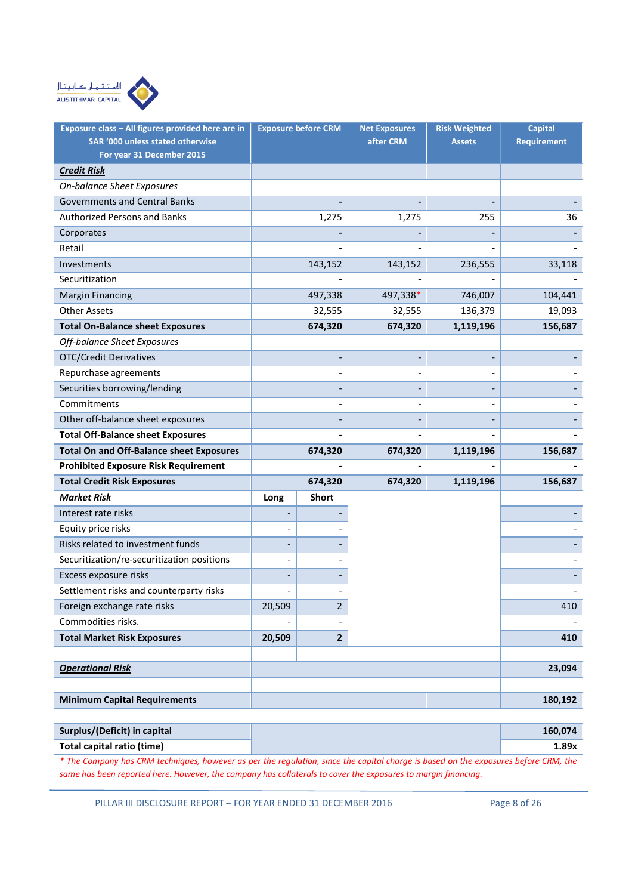| Exposure class – All figures provided here are in SAR '000 unless stated otherwise For year 31 December 2015 | Exposure before CRM | | Net Exposures after CRM | Risk Weighted Assets | Capital Requirement |
|---|---|---|---|---|---|
| ***Credit Risk*** | | | | | |
| *On-balance Sheet Exposures* | | | | | |
| Governments and Central Banks | - | | - | - | - |
| Authorized Persons and Banks | 1,275 | | 1,275 | 255 | 36 |
| Corporates | - | | - | - | - |
| Retail | - | | - | - | - |
| Investments | 143,152 | | 143,152 | 236,555 | 33,118 |
| Securitization | - | | - | - | - |
| Margin Financing | 497,338 | | 497,338* | 746,007 | 104,441 |
| Other Assets | 32,555 | | 32,555 | 136,379 | 19,093 |
| **Total On-Balance sheet Exposures** | **674,320** | | **674,320** | **1,119,196** | **156,687** |
| *Off-balance Sheet Exposures* | | | | | |
| OTC/Credit Derivatives | - | | - | - | - |
| Repurchase agreements | - | | - | - | - |
| Securities borrowing/lending | - | | - | - | - |
| Commitments | - | | - | - | - |
| Other off-balance sheet exposures | - | | - | - | - |
| **Total Off-Balance sheet Exposures** | **-** | | **-** | **-** | **-** |
| **Total On and Off-Balance sheet Exposures** | **674,320** | | **674,320** | **1,119,196** | **156,687** |
| **Prohibited Exposure Risk Requirement** | **-** | | **-** | **-** | **-** |
| **Total Credit Risk Exposures** | **674,320** | | **674,320** | **1,119,196** | **156,687** |
| ***Market Risk*** | **Long** | **Short** | | | |
| Interest rate risks | - | - | | | - |
| Equity price risks | - | - | | | - |
| Risks related to investment funds | - | - | | | - |
| Securitization/re-securitization positions | - | - | | | - |
| Excess exposure risks | - | - | | | - |
| Settlement risks and counterparty risks | - | - | | | - |
| Foreign exchange rate risks | 20,509 | 2 | | | 410 |
| Commodities risks. | - | - | | | - |
| **Total Market Risk Exposures** | **20,509** | **2** | | | **410** |
| | | | | | |
| ***Operational Risk*** | | | | | **23,094** |
| | | | | | |
| **Minimum Capital Requirements** | | | | | **180,192** |
| | | | | | |
| **Surplus/(Deficit) in capital** | | | | | **160,074** |
| **Total capital ratio (time)** | | | | | **1.89x** |

*\* The Company has CRM techniques, however as per the regulation, since the capital charge is based on the exposures before CRM, the same has been reported here. However, the company has collaterals to cover the exposures to margin financing.*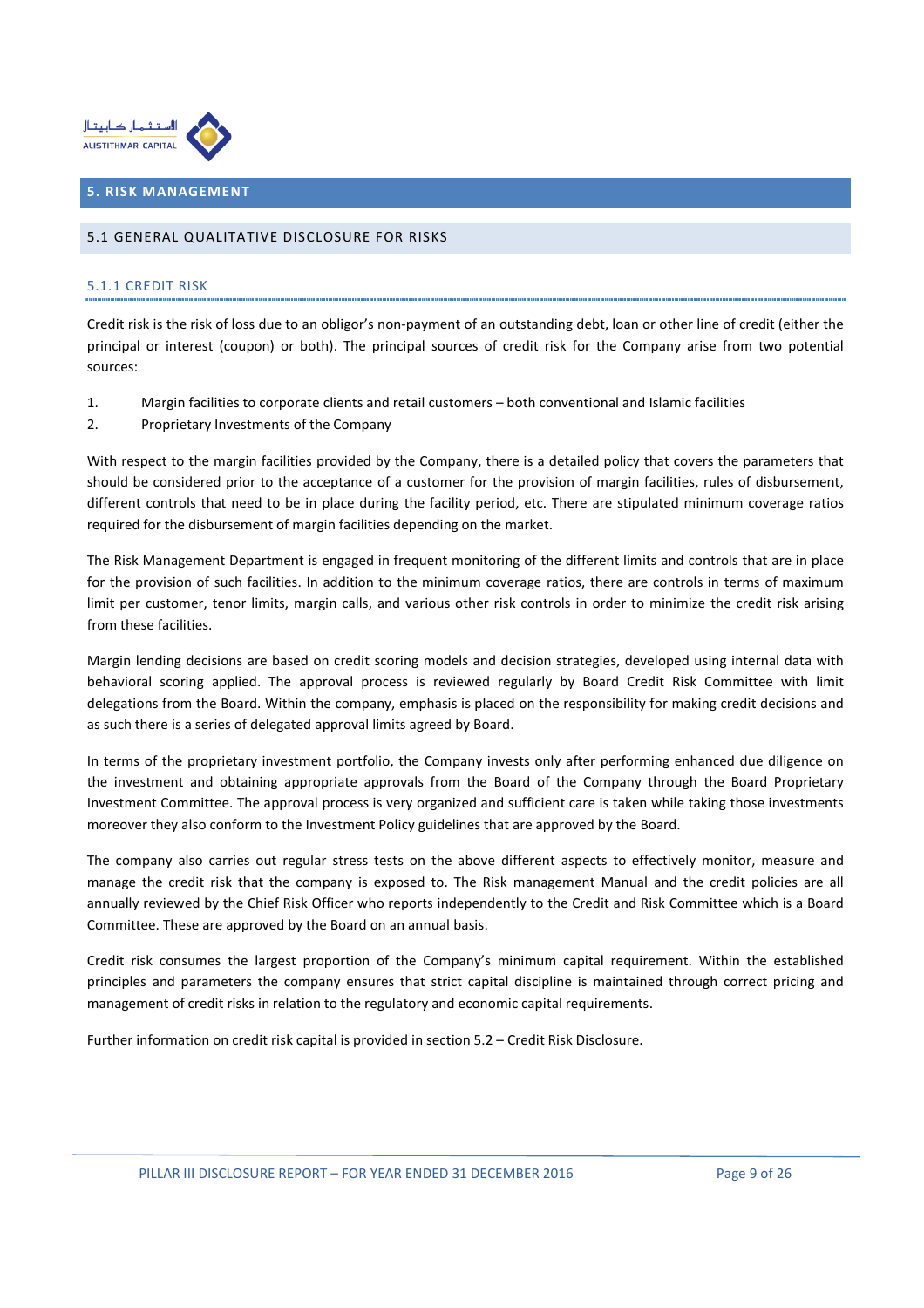## 5. RISK MANAGEMENT

### 5.1 GENERAL QUALITATIVE DISCLOSURE FOR RISKS

#### 5.1.1 CREDIT RISK

Credit risk is the risk of loss due to an obligor's non-payment of an outstanding debt, loan or other line of credit (either the principal or interest (coupon) or both). The principal sources of credit risk for the Company arise from two potential sources:

1. Margin facilities to corporate clients and retail customers – both conventional and Islamic facilities
2. Proprietary Investments of the Company

With respect to the margin facilities provided by the Company, there is a detailed policy that covers the parameters that should be considered prior to the acceptance of a customer for the provision of margin facilities, rules of disbursement, different controls that need to be in place during the facility period, etc. There are stipulated minimum coverage ratios required for the disbursement of margin facilities depending on the market.

The Risk Management Department is engaged in frequent monitoring of the different limits and controls that are in place for the provision of such facilities. In addition to the minimum coverage ratios, there are controls in terms of maximum limit per customer, tenor limits, margin calls, and various other risk controls in order to minimize the credit risk arising from these facilities.

Margin lending decisions are based on credit scoring models and decision strategies, developed using internal data with behavioral scoring applied. The approval process is reviewed regularly by Board Credit Risk Committee with limit delegations from the Board. Within the company, emphasis is placed on the responsibility for making credit decisions and as such there is a series of delegated approval limits agreed by Board.

In terms of the proprietary investment portfolio, the Company invests only after performing enhanced due diligence on the investment and obtaining appropriate approvals from the Board of the Company through the Board Proprietary Investment Committee. The approval process is very organized and sufficient care is taken while taking those investments moreover they also conform to the Investment Policy guidelines that are approved by the Board.

The company also carries out regular stress tests on the above different aspects to effectively monitor, measure and manage the credit risk that the company is exposed to. The Risk management Manual and the credit policies are all annually reviewed by the Chief Risk Officer who reports independently to the Credit and Risk Committee which is a Board Committee. These are approved by the Board on an annual basis.

Credit risk consumes the largest proportion of the Company's minimum capital requirement. Within the established principles and parameters the company ensures that strict capital discipline is maintained through correct pricing and management of credit risks in relation to the regulatory and economic capital requirements.

Further information on credit risk capital is provided in section 5.2 – Credit Risk Disclosure.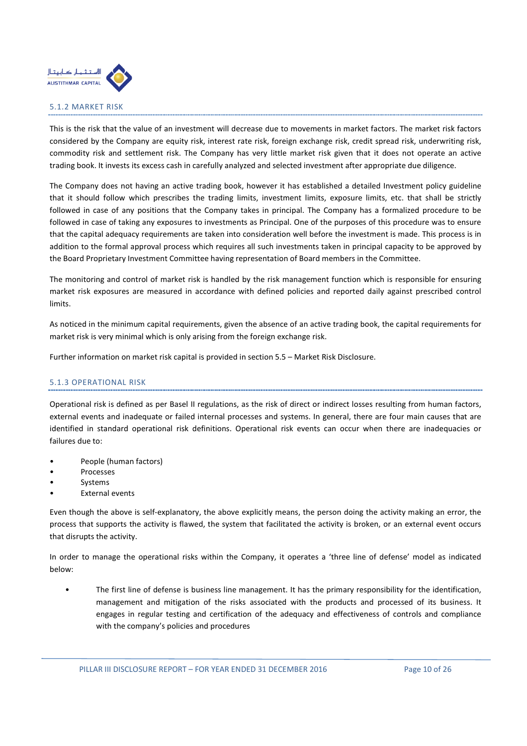### 5.1.2 MARKET RISK

This is the risk that the value of an investment will decrease due to movements in market factors. The market risk factors considered by the Company are equity risk, interest rate risk, foreign exchange risk, credit spread risk, underwriting risk, commodity risk and settlement risk. The Company has very little market risk given that it does not operate an active trading book. It invests its excess cash in carefully analyzed and selected investment after appropriate due diligence.

The Company does not having an active trading book, however it has established a detailed Investment policy guideline that it should follow which prescribes the trading limits, investment limits, exposure limits, etc. that shall be strictly followed in case of any positions that the Company takes in principal. The Company has a formalized procedure to be followed in case of taking any exposures to investments as Principal. One of the purposes of this procedure was to ensure that the capital adequacy requirements are taken into consideration well before the investment is made. This process is in addition to the formal approval process which requires all such investments taken in principal capacity to be approved by the Board Proprietary Investment Committee having representation of Board members in the Committee.

The monitoring and control of market risk is handled by the risk management function which is responsible for ensuring market risk exposures are measured in accordance with defined policies and reported daily against prescribed control limits.

As noticed in the minimum capital requirements, given the absence of an active trading book, the capital requirements for market risk is very minimal which is only arising from the foreign exchange risk.

Further information on market risk capital is provided in section 5.5 – Market Risk Disclosure.

### 5.1.3 OPERATIONAL RISK

Operational risk is defined as per Basel II regulations, as the risk of direct or indirect losses resulting from human factors, external events and inadequate or failed internal processes and systems. In general, there are four main causes that are identified in standard operational risk definitions. Operational risk events can occur when there are inadequacies or failures due to:

- People (human factors)
- Processes
- Systems
- External events

Even though the above is self-explanatory, the above explicitly means, the person doing the activity making an error, the process that supports the activity is flawed, the system that facilitated the activity is broken, or an external event occurs that disrupts the activity.

In order to manage the operational risks within the Company, it operates a 'three line of defense' model as indicated below:

- The first line of defense is business line management. It has the primary responsibility for the identification, management and mitigation of the risks associated with the products and processed of its business. It engages in regular testing and certification of the adequacy and effectiveness of controls and compliance with the company's policies and procedures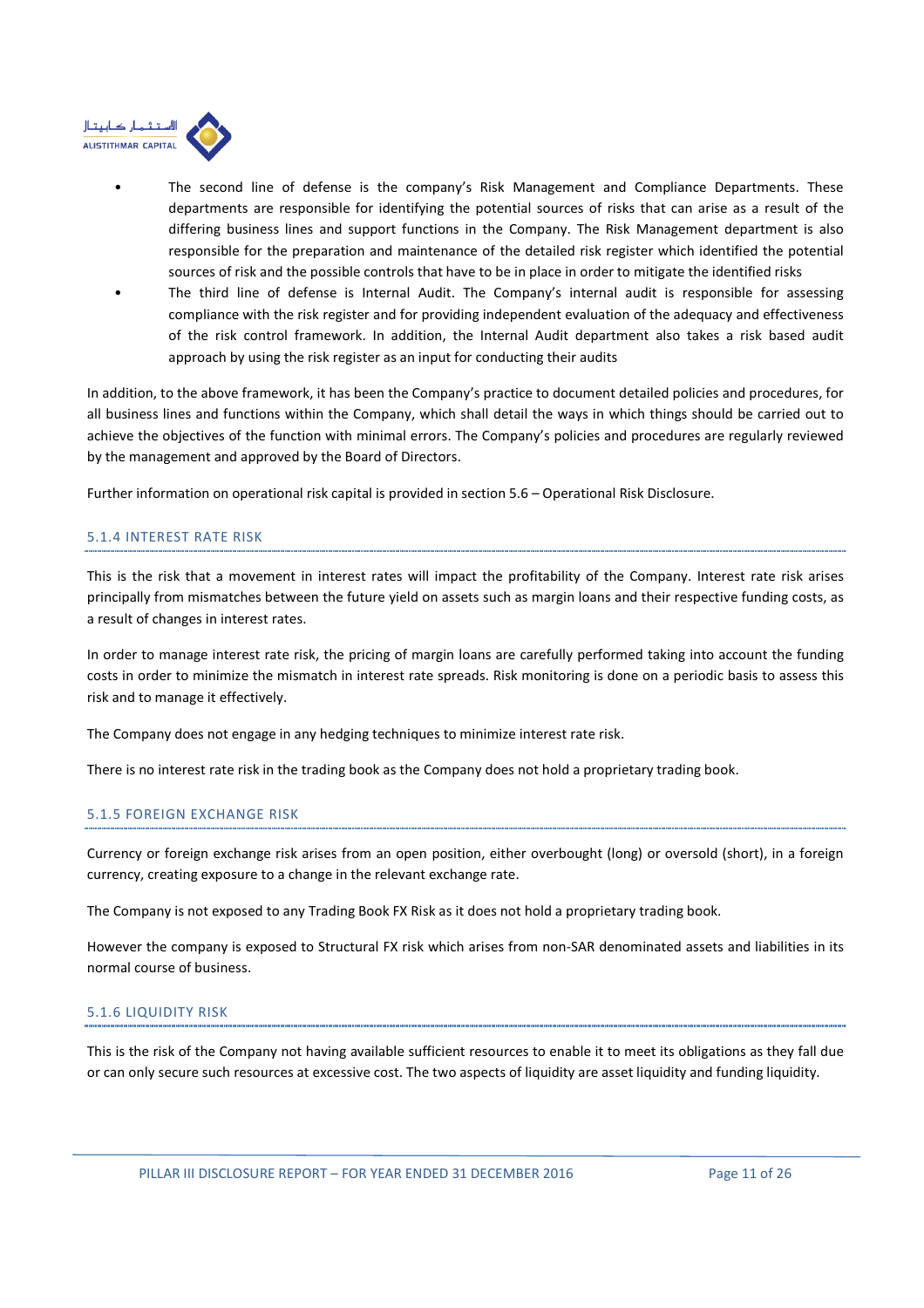- The second line of defense is the company's Risk Management and Compliance Departments. These departments are responsible for identifying the potential sources of risks that can arise as a result of the differing business lines and support functions in the Company. The Risk Management department is also responsible for the preparation and maintenance of the detailed risk register which identified the potential sources of risk and the possible controls that have to be in place in order to mitigate the identified risks
- The third line of defense is Internal Audit. The Company's internal audit is responsible for assessing compliance with the risk register and for providing independent evaluation of the adequacy and effectiveness of the risk control framework. In addition, the Internal Audit department also takes a risk based audit approach by using the risk register as an input for conducting their audits

In addition, to the above framework, it has been the Company's practice to document detailed policies and procedures, for all business lines and functions within the Company, which shall detail the ways in which things should be carried out to achieve the objectives of the function with minimal errors. The Company's policies and procedures are regularly reviewed by the management and approved by the Board of Directors.

Further information on operational risk capital is provided in section 5.6 – Operational Risk Disclosure.

### 5.1.4 INTEREST RATE RISK

This is the risk that a movement in interest rates will impact the profitability of the Company. Interest rate risk arises principally from mismatches between the future yield on assets such as margin loans and their respective funding costs, as a result of changes in interest rates.

In order to manage interest rate risk, the pricing of margin loans are carefully performed taking into account the funding costs in order to minimize the mismatch in interest rate spreads. Risk monitoring is done on a periodic basis to assess this risk and to manage it effectively.

The Company does not engage in any hedging techniques to minimize interest rate risk.

There is no interest rate risk in the trading book as the Company does not hold a proprietary trading book.

### 5.1.5 FOREIGN EXCHANGE RISK

Currency or foreign exchange risk arises from an open position, either overbought (long) or oversold (short), in a foreign currency, creating exposure to a change in the relevant exchange rate.

The Company is not exposed to any Trading Book FX Risk as it does not hold a proprietary trading book.

However the company is exposed to Structural FX risk which arises from non-SAR denominated assets and liabilities in its normal course of business.

### 5.1.6 LIQUIDITY RISK

This is the risk of the Company not having available sufficient resources to enable it to meet its obligations as they fall due or can only secure such resources at excessive cost. The two aspects of liquidity are asset liquidity and funding liquidity.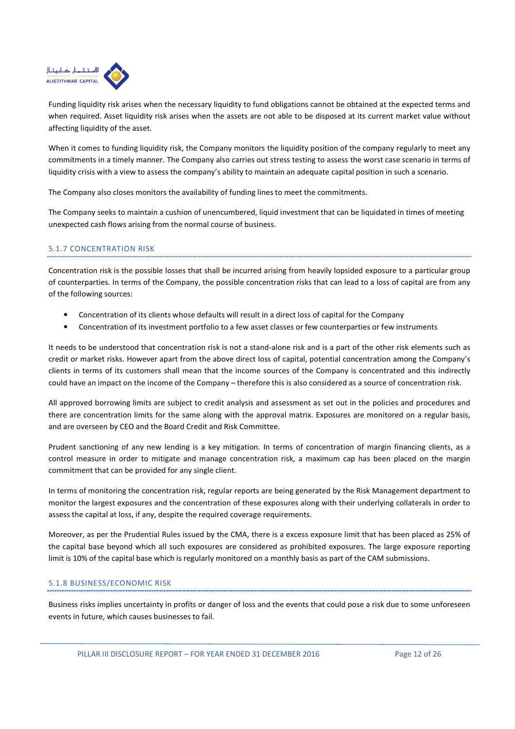Funding liquidity risk arises when the necessary liquidity to fund obligations cannot be obtained at the expected terms and when required. Asset liquidity risk arises when the assets are not able to be disposed at its current market value without affecting liquidity of the asset.

When it comes to funding liquidity risk, the Company monitors the liquidity position of the company regularly to meet any commitments in a timely manner. The Company also carries out stress testing to assess the worst case scenario in terms of liquidity crisis with a view to assess the company's ability to maintain an adequate capital position in such a scenario.

The Company also closes monitors the availability of funding lines to meet the commitments.

The Company seeks to maintain a cushion of unencumbered, liquid investment that can be liquidated in times of meeting unexpected cash flows arising from the normal course of business.

### 5.1.7 CONCENTRATION RISK

Concentration risk is the possible losses that shall be incurred arising from heavily lopsided exposure to a particular group of counterparties. In terms of the Company, the possible concentration risks that can lead to a loss of capital are from any of the following sources:

- Concentration of its clients whose defaults will result in a direct loss of capital for the Company
- Concentration of its investment portfolio to a few asset classes or few counterparties or few instruments

It needs to be understood that concentration risk is not a stand-alone risk and is a part of the other risk elements such as credit or market risks. However apart from the above direct loss of capital, potential concentration among the Company's clients in terms of its customers shall mean that the income sources of the Company is concentrated and this indirectly could have an impact on the income of the Company – therefore this is also considered as a source of concentration risk.

All approved borrowing limits are subject to credit analysis and assessment as set out in the policies and procedures and there are concentration limits for the same along with the approval matrix. Exposures are monitored on a regular basis, and are overseen by CEO and the Board Credit and Risk Committee.

Prudent sanctioning of any new lending is a key mitigation. In terms of concentration of margin financing clients, as a control measure in order to mitigate and manage concentration risk, a maximum cap has been placed on the margin commitment that can be provided for any single client.

In terms of monitoring the concentration risk, regular reports are being generated by the Risk Management department to monitor the largest exposures and the concentration of these exposures along with their underlying collaterals in order to assess the capital at loss, if any, despite the required coverage requirements.

Moreover, as per the Prudential Rules issued by the CMA, there is a excess exposure limit that has been placed as 25% of the capital base beyond which all such exposures are considered as prohibited exposures. The large exposure reporting limit is 10% of the capital base which is regularly monitored on a monthly basis as part of the CAM submissions.

### 5.1.8 BUSINESS/ECONOMIC RISK

Business risks implies uncertainty in profits or danger of loss and the events that could pose a risk due to some unforeseen events in future, which causes businesses to fail.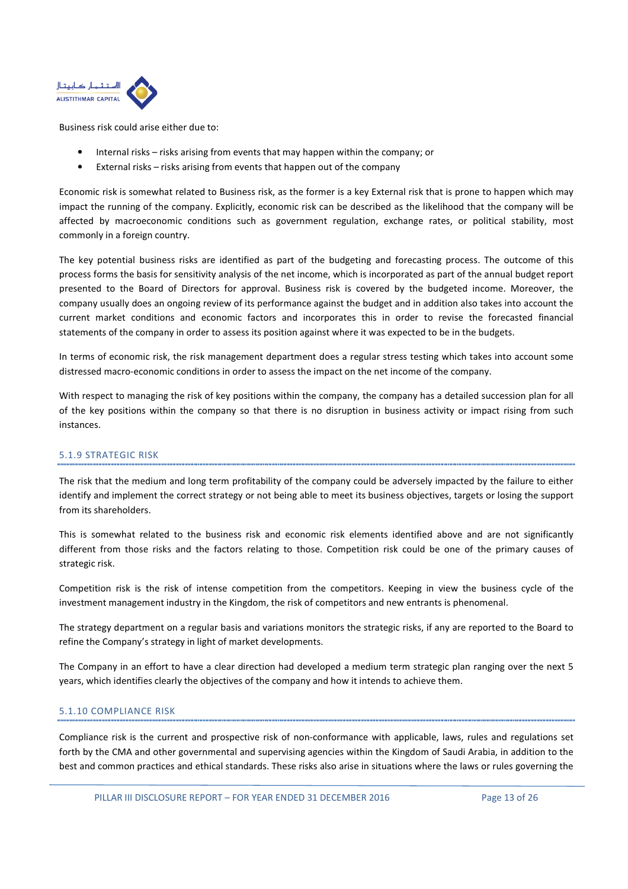Business risk could arise either due to:

- Internal risks – risks arising from events that may happen within the company; or
- External risks – risks arising from events that happen out of the company

Economic risk is somewhat related to Business risk, as the former is a key External risk that is prone to happen which may impact the running of the company. Explicitly, economic risk can be described as the likelihood that the company will be affected by macroeconomic conditions such as government regulation, exchange rates, or political stability, most commonly in a foreign country.

The key potential business risks are identified as part of the budgeting and forecasting process. The outcome of this process forms the basis for sensitivity analysis of the net income, which is incorporated as part of the annual budget report presented to the Board of Directors for approval. Business risk is covered by the budgeted income. Moreover, the company usually does an ongoing review of its performance against the budget and in addition also takes into account the current market conditions and economic factors and incorporates this in order to revise the forecasted financial statements of the company in order to assess its position against where it was expected to be in the budgets.

In terms of economic risk, the risk management department does a regular stress testing which takes into account some distressed macro-economic conditions in order to assess the impact on the net income of the company.

With respect to managing the risk of key positions within the company, the company has a detailed succession plan for all of the key positions within the company so that there is no disruption in business activity or impact rising from such instances.

### 5.1.9 STRATEGIC RISK

The risk that the medium and long term profitability of the company could be adversely impacted by the failure to either identify and implement the correct strategy or not being able to meet its business objectives, targets or losing the support from its shareholders.

This is somewhat related to the business risk and economic risk elements identified above and are not significantly different from those risks and the factors relating to those. Competition risk could be one of the primary causes of strategic risk.

Competition risk is the risk of intense competition from the competitors. Keeping in view the business cycle of the investment management industry in the Kingdom, the risk of competitors and new entrants is phenomenal.

The strategy department on a regular basis and variations monitors the strategic risks, if any are reported to the Board to refine the Company's strategy in light of market developments.

The Company in an effort to have a clear direction had developed a medium term strategic plan ranging over the next 5 years, which identifies clearly the objectives of the company and how it intends to achieve them.

### 5.1.10 COMPLIANCE RISK

Compliance risk is the current and prospective risk of non-conformance with applicable, laws, rules and regulations set forth by the CMA and other governmental and supervising agencies within the Kingdom of Saudi Arabia, in addition to the best and common practices and ethical standards. These risks also arise in situations where the laws or rules governing the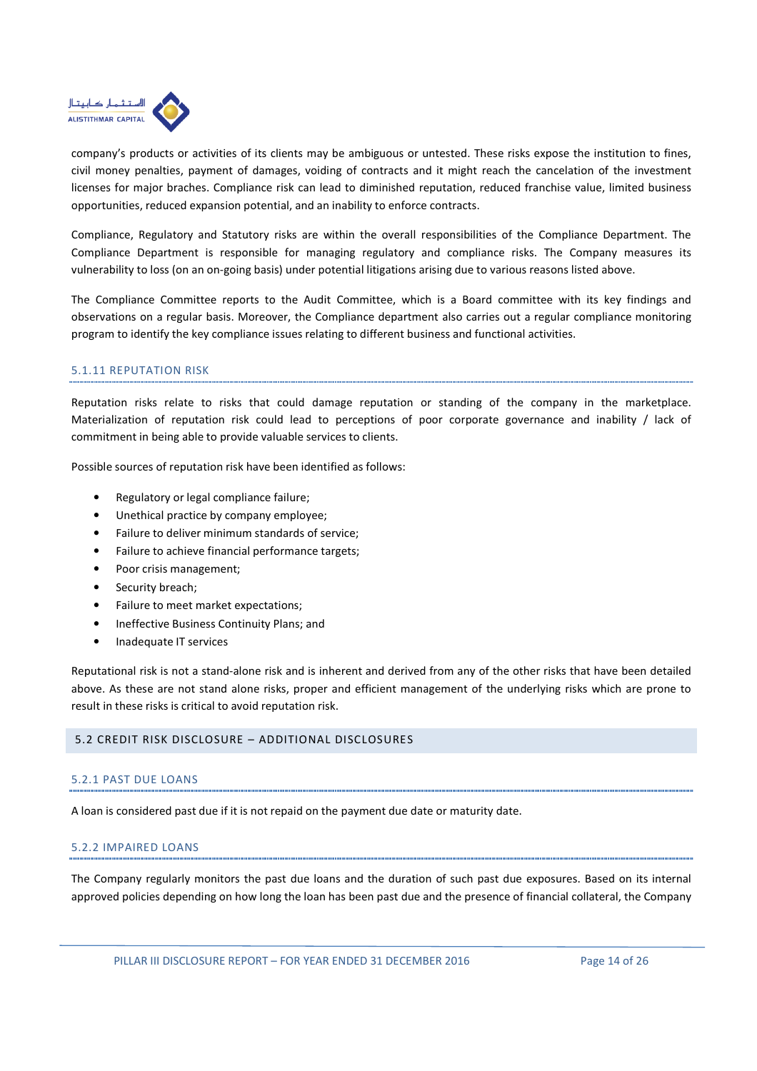company's products or activities of its clients may be ambiguous or untested. These risks expose the institution to fines, civil money penalties, payment of damages, voiding of contracts and it might reach the cancelation of the investment licenses for major braches. Compliance risk can lead to diminished reputation, reduced franchise value, limited business opportunities, reduced expansion potential, and an inability to enforce contracts.

Compliance, Regulatory and Statutory risks are within the overall responsibilities of the Compliance Department. The Compliance Department is responsible for managing regulatory and compliance risks. The Company measures its vulnerability to loss (on an on-going basis) under potential litigations arising due to various reasons listed above.

The Compliance Committee reports to the Audit Committee, which is a Board committee with its key findings and observations on a regular basis. Moreover, the Compliance department also carries out a regular compliance monitoring program to identify the key compliance issues relating to different business and functional activities.

### 5.1.11 REPUTATION RISK

Reputation risks relate to risks that could damage reputation or standing of the company in the marketplace. Materialization of reputation risk could lead to perceptions of poor corporate governance and inability / lack of commitment in being able to provide valuable services to clients.

Possible sources of reputation risk have been identified as follows:

- Regulatory or legal compliance failure;
- Unethical practice by company employee;
- Failure to deliver minimum standards of service;
- Failure to achieve financial performance targets;
- Poor crisis management;
- Security breach;
- Failure to meet market expectations;
- Ineffective Business Continuity Plans; and
- Inadequate IT services

Reputational risk is not a stand-alone risk and is inherent and derived from any of the other risks that have been detailed above. As these are not stand alone risks, proper and efficient management of the underlying risks which are prone to result in these risks is critical to avoid reputation risk.

## 5.2 CREDIT RISK DISCLOSURE – ADDITIONAL DISCLOSURES

### 5.2.1 PAST DUE LOANS

A loan is considered past due if it is not repaid on the payment due date or maturity date.

### 5.2.2 IMPAIRED LOANS

The Company regularly monitors the past due loans and the duration of such past due exposures. Based on its internal approved policies depending on how long the loan has been past due and the presence of financial collateral, the Company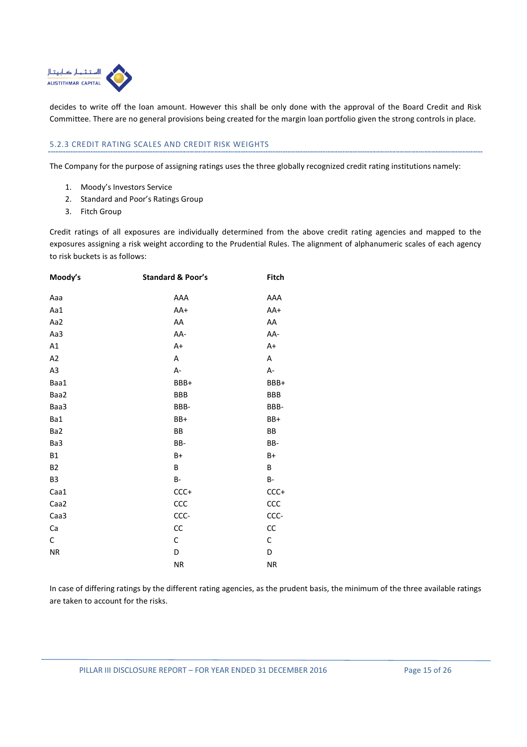decides to write off the loan amount. However this shall be only done with the approval of the Board Credit and Risk Committee. There are no general provisions being created for the margin loan portfolio given the strong controls in place.

### 5.2.3 CREDIT RATING SCALES AND CREDIT RISK WEIGHTS

The Company for the purpose of assigning ratings uses the three globally recognized credit rating institutions namely:

1. Moody's Investors Service
2. Standard and Poor's Ratings Group
3. Fitch Group

Credit ratings of all exposures are individually determined from the above credit rating agencies and mapped to the exposures assigning a risk weight according to the Prudential Rules. The alignment of alphanumeric scales of each agency to risk buckets is as follows:

| Moody's | Standard & Poor's | Fitch |
|---|---|---|
| Aaa | AAA | AAA |
| Aa1 | AA+ | AA+ |
| Aa2 | AA | AA |
| Aa3 | AA- | AA- |
| A1 | A+ | A+ |
| A2 | A | A |
| A3 | A- | A- |
| Baa1 | BBB+ | BBB+ |
| Baa2 | BBB | BBB |
| Baa3 | BBB- | BBB- |
| Ba1 | BB+ | BB+ |
| Ba2 | BB | BB |
| Ba3 | BB- | BB- |
| B1 | B+ | B+ |
| B2 | B | B |
| B3 | B- | B- |
| Caa1 | CCC+ | CCC+ |
| Caa2 | CCC | CCC |
| Caa3 | CCC- | CCC- |
| Ca | CC | CC |
| C | C | C |
| NR | D | D |
| | NR | NR |

In case of differing ratings by the different rating agencies, as the prudent basis, the minimum of the three available ratings are taken to account for the risks.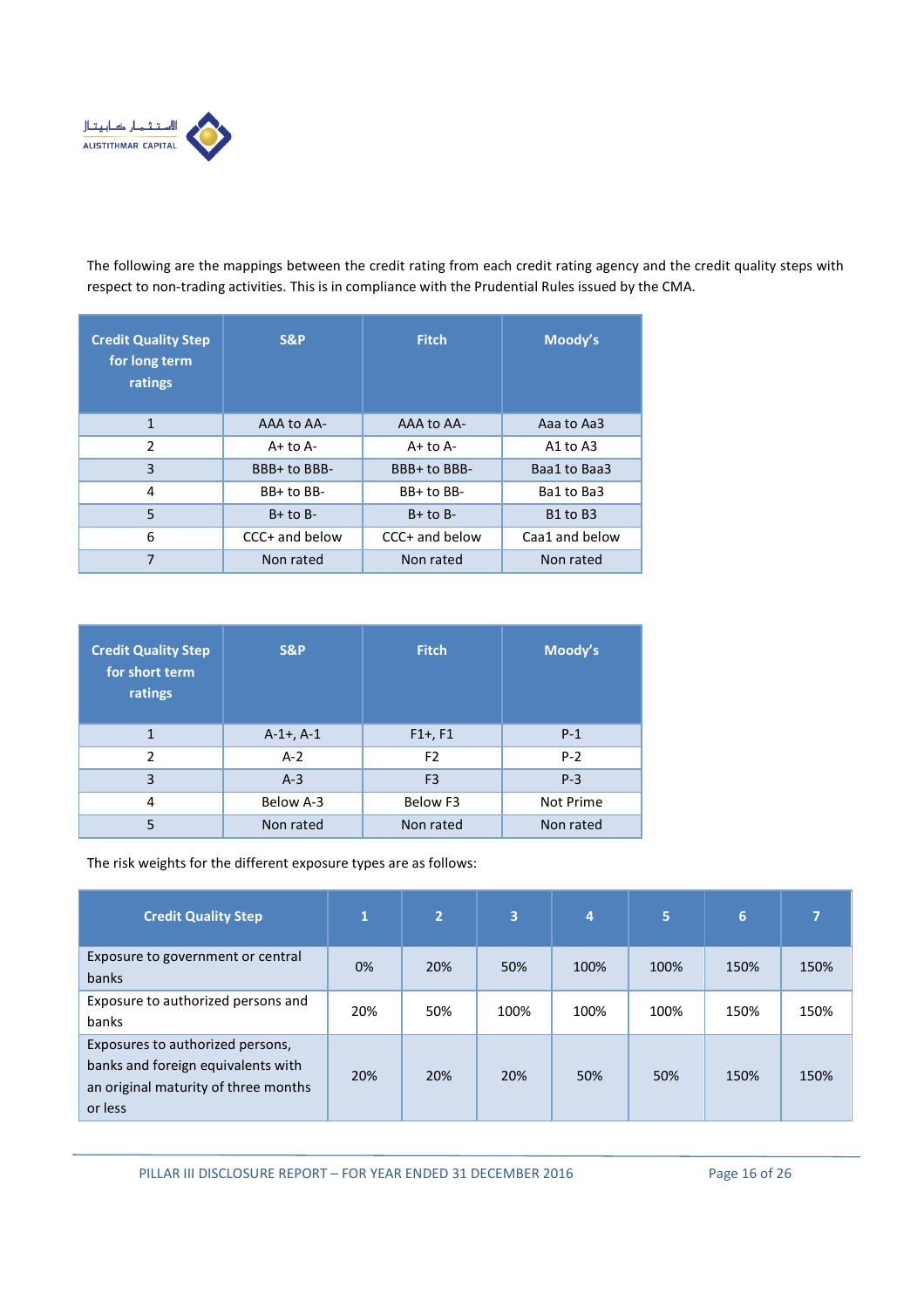The following are the mappings between the credit rating from each credit rating agency and the credit quality steps with respect to non-trading activities. This is in compliance with the Prudential Rules issued by the CMA.

| Credit Quality Step for long term ratings | S&P | Fitch | Moody's |
|---|---|---|---|
| 1 | AAA to AA- | AAA to AA- | Aaa to Aa3 |
| 2 | A+ to A- | A+ to A- | A1 to A3 |
| 3 | BBB+ to BBB- | BBB+ to BBB- | Baa1 to Baa3 |
| 4 | BB+ to BB- | BB+ to BB- | Ba1 to Ba3 |
| 5 | B+ to B- | B+ to B- | B1 to B3 |
| 6 | CCC+ and below | CCC+ and below | Caa1 and below |
| 7 | Non rated | Non rated | Non rated |

| Credit Quality Step for short term ratings | S&P | Fitch | Moody's |
|---|---|---|---|
| 1 | A-1+, A-1 | F1+, F1 | P-1 |
| 2 | A-2 | F2 | P-2 |
| 3 | A-3 | F3 | P-3 |
| 4 | Below A-3 | Below F3 | Not Prime |
| 5 | Non rated | Non rated | Non rated |

The risk weights for the different exposure types are as follows:

| Credit Quality Step | 1 | 2 | 3 | 4 | 5 | 6 | 7 |
|---|---|---|---|---|---|---|---|
| Exposure to government or central banks | 0% | 20% | 50% | 100% | 100% | 150% | 150% |
| Exposure to authorized persons and banks | 20% | 50% | 100% | 100% | 100% | 150% | 150% |
| Exposures to authorized persons, banks and foreign equivalents with an original maturity of three months or less | 20% | 20% | 20% | 50% | 50% | 150% | 150% |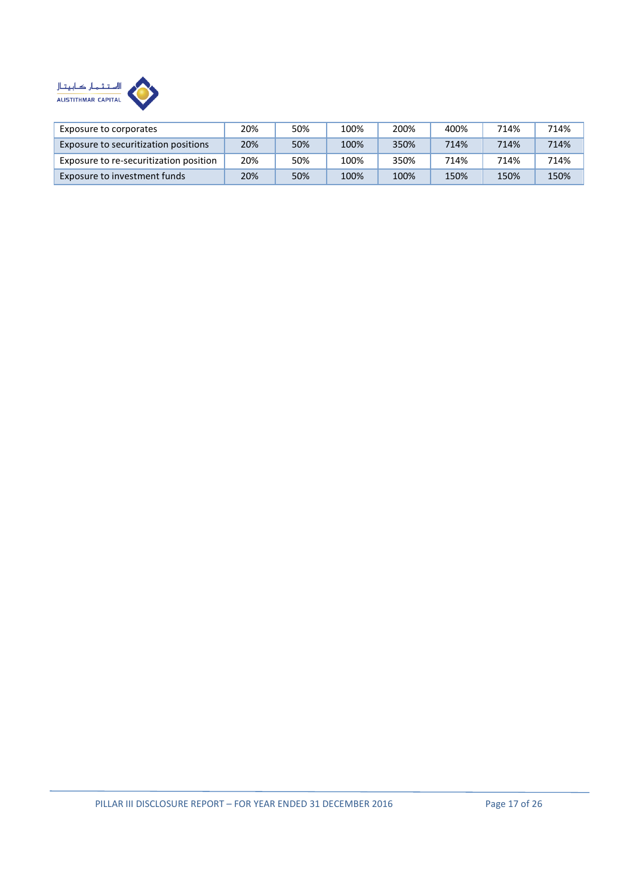| | | | | | | | |
|---|---|---|---|---|---|---|---|
| Exposure to corporates | 20% | 50% | 100% | 200% | 400% | 714% | 714% |
| Exposure to securitization positions | 20% | 50% | 100% | 350% | 714% | 714% | 714% |
| Exposure to re-securitization position | 20% | 50% | 100% | 350% | 714% | 714% | 714% |
| Exposure to investment funds | 20% | 50% | 100% | 100% | 150% | 150% | 150% |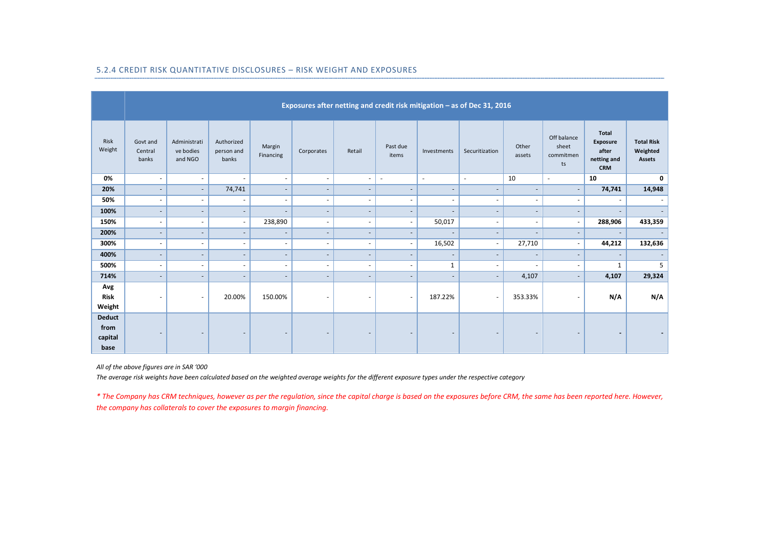### 5.2.4 CREDIT RISK QUANTITATIVE DISCLOSURES – RISK WEIGHT AND EXPOSURES

| | Exposures after netting and credit risk mitigation – as of Dec 31, 2016 | | | | | | | | | | | | |
|---|---|---|---|---|---|---|---|---|---|---|---|---|---|
| Risk Weight | Govt and Central banks | Administrative bodies and NGO | Authorized person and banks | Margin Financing | Corporates | Retail | Past due items | Investments | Securitization | Other assets | Off balance sheet commitments | **Total Exposure after netting and CRM** | **Total Risk Weighted Assets** |
| **0%** | - | - | - | - | - | - | - | - | - | 10 | - | **10** | **0** |
| **20%** | - | - | 74,741 | - | - | - | - | - | - | - | - | **74,741** | **14,948** |
| **50%** | - | - | - | - | - | - | - | - | - | - | - | - | - |
| **100%** | - | - | - | - | - | - | - | - | - | - | - | - | - |
| **150%** | - | - | - | 238,890 | - | - | - | 50,017 | - | - | - | **288,906** | **433,359** |
| **200%** | - | - | - | - | - | - | - | - | - | - | - | - | - |
| **300%** | - | - | - | - | - | - | - | 16,502 | - | 27,710 | - | **44,212** | **132,636** |
| **400%** | - | - | - | - | - | - | - | - | - | - | - | - | - |
| **500%** | - | - | - | - | - | - | - | 1 | - | - | - | 1 | 5 |
| **714%** | - | - | - | - | - | - | - | - | - | 4,107 | - | **4,107** | **29,324** |
| **Avg Risk Weight** | - | - | 20.00% | 150.00% | - | - | - | 187.22% | - | 353.33% | - | **N/A** | **N/A** |
| **Deduct from capital base** | - | - | - | - | - | - | - | - | - | - | - | **-** | **-** |

*All of the above figures are in SAR '000*

*The average risk weights have been calculated based on the weighted average weights for the different exposure types under the respective category*

*\* The Company has CRM techniques, however as per the regulation, since the capital charge is based on the exposures before CRM, the same has been reported here. However, the company has collaterals to cover the exposures to margin financing.*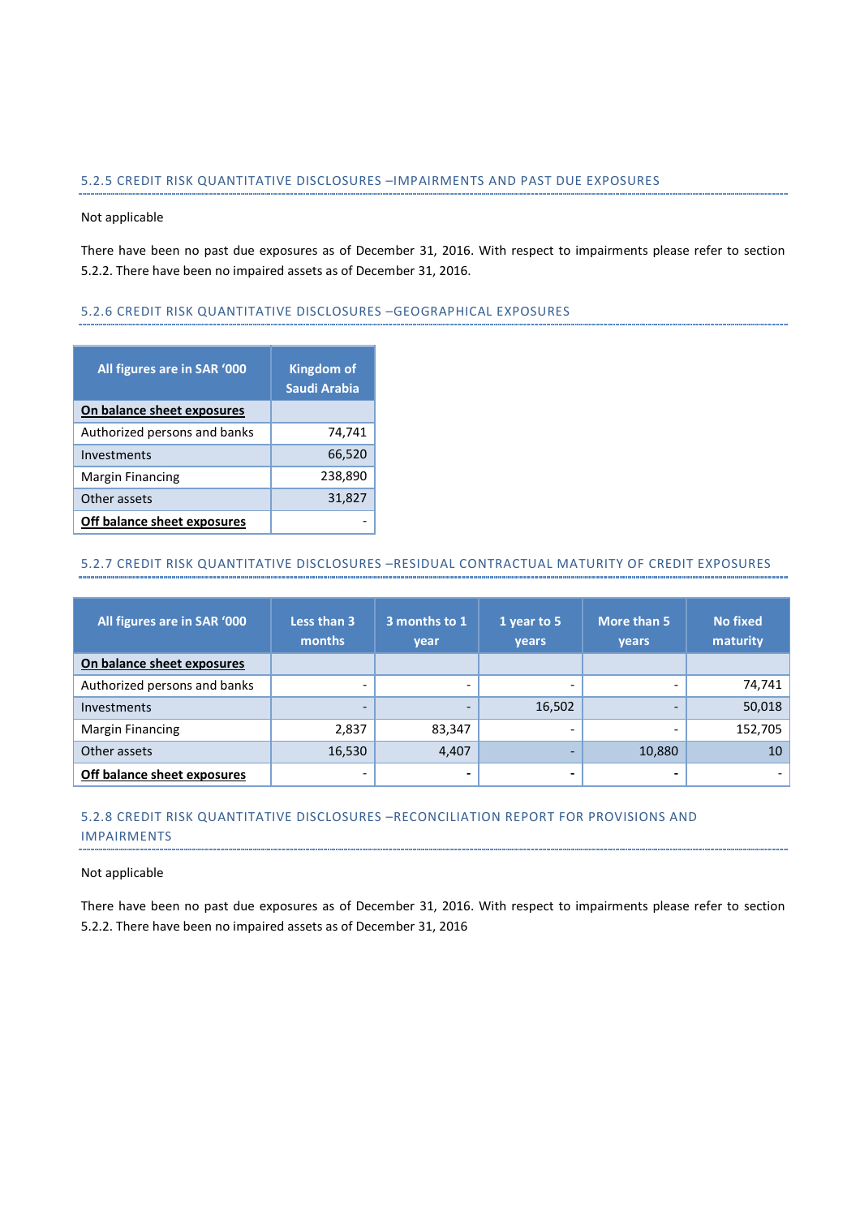### 5.2.5 CREDIT RISK QUANTITATIVE DISCLOSURES –IMPAIRMENTS AND PAST DUE EXPOSURES

Not applicable

There have been no past due exposures as of December 31, 2016. With respect to impairments please refer to section 5.2.2. There have been no impaired assets as of December 31, 2016.

### 5.2.6 CREDIT RISK QUANTITATIVE DISCLOSURES –GEOGRAPHICAL EXPOSURES

| All figures are in SAR '000 | Kingdom of Saudi Arabia |
|---|---|
| **On balance sheet exposures** | |
| Authorized persons and banks | 74,741 |
| Investments | 66,520 |
| Margin Financing | 238,890 |
| Other assets | 31,827 |
| **Off balance sheet exposures** | - |

### 5.2.7 CREDIT RISK QUANTITATIVE DISCLOSURES –RESIDUAL CONTRACTUAL MATURITY OF CREDIT EXPOSURES

| All figures are in SAR '000 | Less than 3 months | 3 months to 1 year | 1 year to 5 years | More than 5 years | No fixed maturity |
|---|---|---|---|---|---|
| **On balance sheet exposures** | | | | | |
| Authorized persons and banks | - | - | - | - | 74,741 |
| Investments | - | - | 16,502 | - | 50,018 |
| Margin Financing | 2,837 | 83,347 | - | - | 152,705 |
| Other assets | 16,530 | 4,407 | - | 10,880 | 10 |
| **Off balance sheet exposures** | - | - | - | - | - |

### 5.2.8 CREDIT RISK QUANTITATIVE DISCLOSURES –RECONCILIATION REPORT FOR PROVISIONS AND IMPAIRMENTS

Not applicable

There have been no past due exposures as of December 31, 2016. With respect to impairments please refer to section 5.2.2. There have been no impaired assets as of December 31, 2016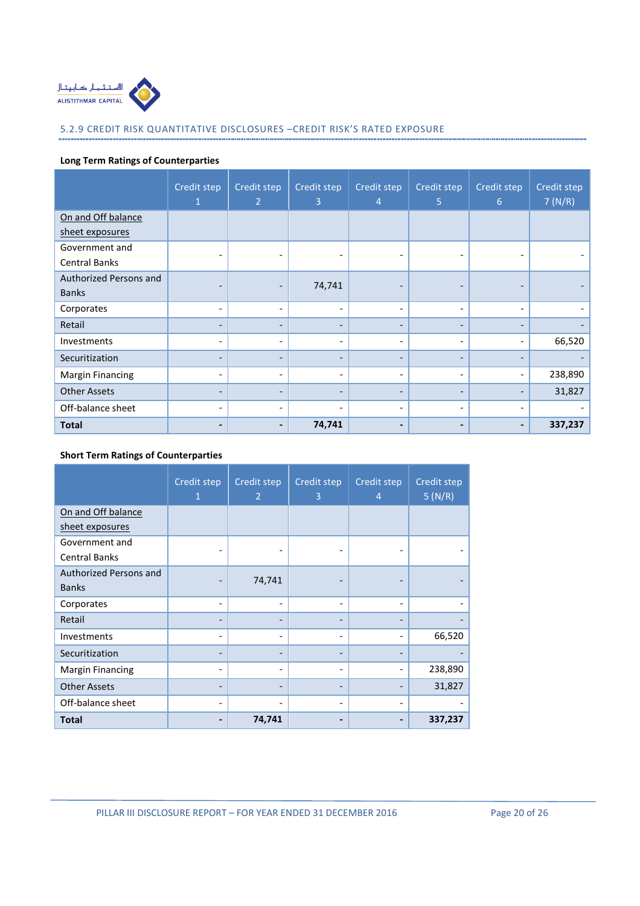## 5.2.9 CREDIT RISK QUANTITATIVE DISCLOSURES –CREDIT RISK'S RATED EXPOSURE

**Long Term Ratings of Counterparties**

| | Credit step 1 | Credit step 2 | Credit step 3 | Credit step 4 | Credit step 5 | Credit step 6 | Credit step 7 (N/R) |
|---|---|---|---|---|---|---|---|
| On and Off balance sheet exposures | | | | | | | |
| Government and Central Banks | - | - | - | - | - | - | - |
| Authorized Persons and Banks | - | - | 74,741 | - | - | - | - |
| Corporates | - | - | - | - | - | - | - |
| Retail | - | - | - | - | - | - | - |
| Investments | - | - | - | - | - | - | 66,520 |
| Securitization | - | - | - | - | - | - | - |
| Margin Financing | - | - | - | - | - | - | 238,890 |
| Other Assets | - | - | - | - | - | - | 31,827 |
| Off-balance sheet | - | - | - | - | - | - | - |
| **Total** | **-** | **-** | **74,741** | **-** | **-** | **-** | **337,237** |

**Short Term Ratings of Counterparties**

| | Credit step 1 | Credit step 2 | Credit step 3 | Credit step 4 | Credit step 5 (N/R) |
|---|---|---|---|---|---|
| On and Off balance sheet exposures | | | | | |
| Government and Central Banks | - | - | - | - | - |
| Authorized Persons and Banks | - | 74,741 | - | - | - |
| Corporates | - | - | - | - | - |
| Retail | - | - | - | - | - |
| Investments | - | - | - | - | 66,520 |
| Securitization | - | - | - | - | - |
| Margin Financing | - | - | - | - | 238,890 |
| Other Assets | - | - | - | - | 31,827 |
| Off-balance sheet | - | - | - | - | - |
| **Total** | **-** | **74,741** | **-** | **-** | **337,237** |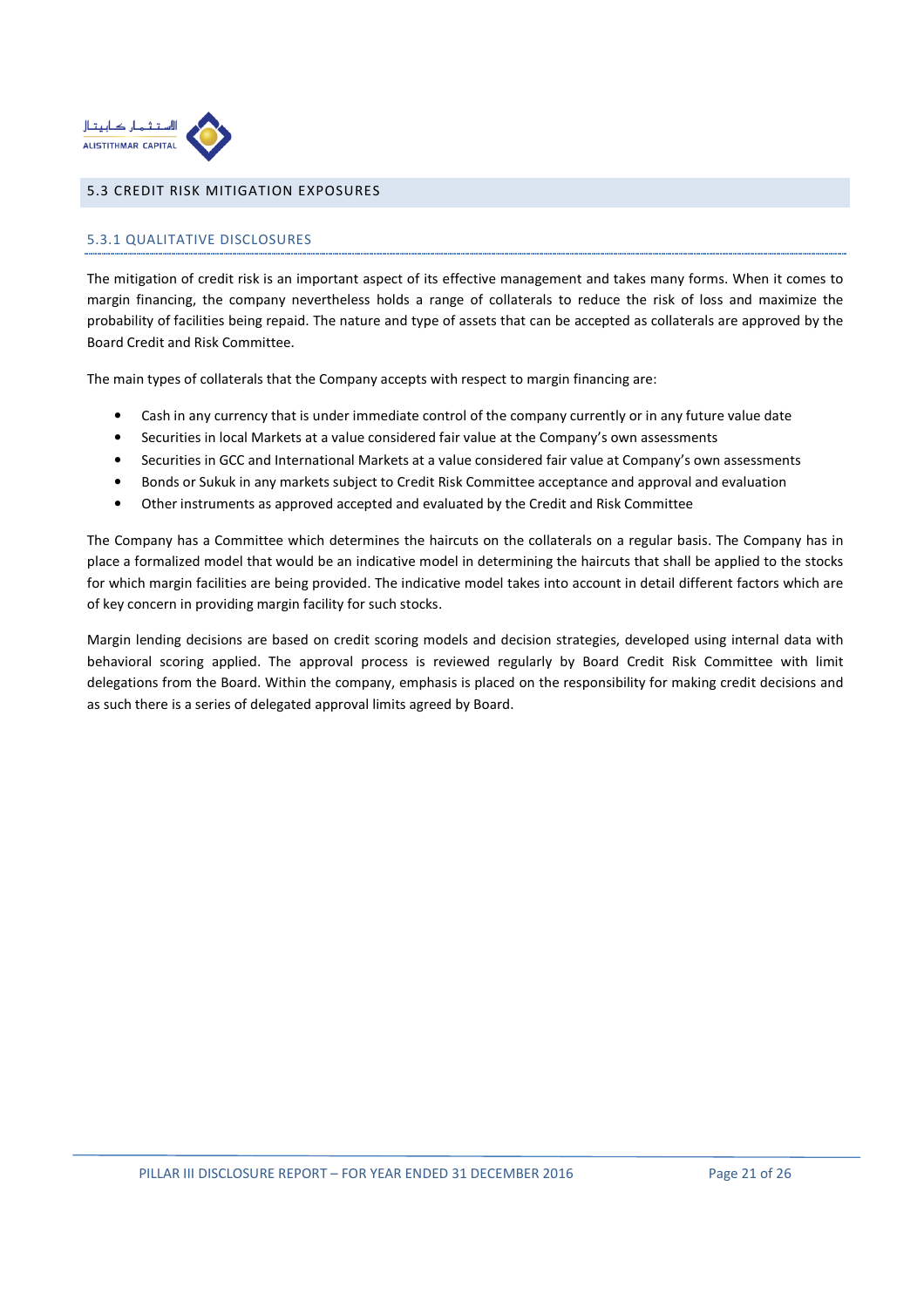## 5.3 CREDIT RISK MITIGATION EXPOSURES

### 5.3.1 QUALITATIVE DISCLOSURES

The mitigation of credit risk is an important aspect of its effective management and takes many forms. When it comes to margin financing, the company nevertheless holds a range of collaterals to reduce the risk of loss and maximize the probability of facilities being repaid. The nature and type of assets that can be accepted as collaterals are approved by the Board Credit and Risk Committee.

The main types of collaterals that the Company accepts with respect to margin financing are:

- Cash in any currency that is under immediate control of the company currently or in any future value date
- Securities in local Markets at a value considered fair value at the Company's own assessments
- Securities in GCC and International Markets at a value considered fair value at Company's own assessments
- Bonds or Sukuk in any markets subject to Credit Risk Committee acceptance and approval and evaluation
- Other instruments as approved accepted and evaluated by the Credit and Risk Committee

The Company has a Committee which determines the haircuts on the collaterals on a regular basis. The Company has in place a formalized model that would be an indicative model in determining the haircuts that shall be applied to the stocks for which margin facilities are being provided. The indicative model takes into account in detail different factors which are of key concern in providing margin facility for such stocks.

Margin lending decisions are based on credit scoring models and decision strategies, developed using internal data with behavioral scoring applied. The approval process is reviewed regularly by Board Credit Risk Committee with limit delegations from the Board. Within the company, emphasis is placed on the responsibility for making credit decisions and as such there is a series of delegated approval limits agreed by Board.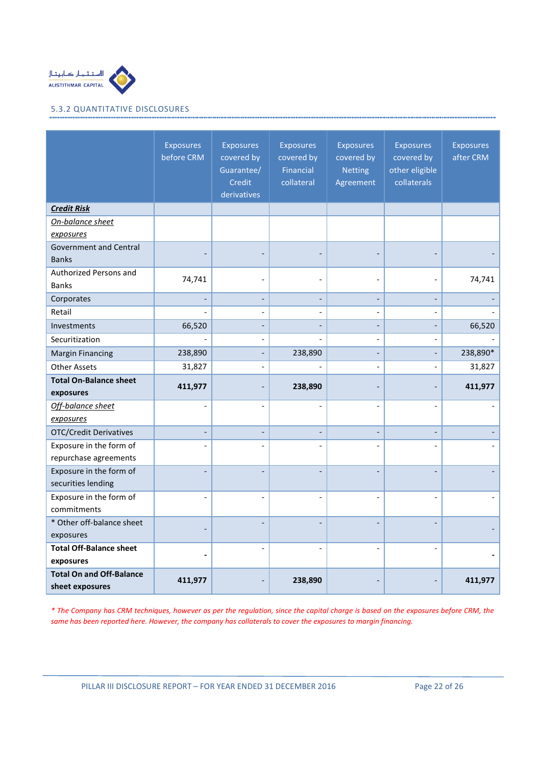### 5.3.2 QUANTITATIVE DISCLOSURES

| | Exposures before CRM | Exposures covered by Guarantee/ Credit derivatives | Exposures covered by Financial collateral | Exposures covered by Netting Agreement | Exposures covered by other eligible collaterals | Exposures after CRM |
|---|---|---|---|---|---|---|
| ***Credit Risk*** | | | | | | |
| *On-balance sheet exposures* | | | | | | |
| Government and Central Banks | - | - | - | - | - | - |
| Authorized Persons and Banks | 74,741 | - | - | - | - | 74,741 |
| Corporates | - | - | - | - | - | - |
| Retail | - | - | - | - | - | - |
| Investments | 66,520 | - | - | - | - | 66,520 |
| Securitization | - | - | - | - | - | - |
| Margin Financing | 238,890 | - | 238,890 | - | - | 238,890* |
| Other Assets | 31,827 | - | - | - | - | 31,827 |
| **Total On-Balance sheet exposures** | **411,977** | - | **238,890** | - | - | **411,977** |
| *Off-balance sheet exposures* | - | - | - | - | - | - |
| OTC/Credit Derivatives | - | - | - | - | - | - |
| Exposure in the form of repurchase agreements | - | - | - | - | - | - |
| Exposure in the form of securities lending | - | - | - | - | - | - |
| Exposure in the form of commitments | - | - | - | - | - | - |
| * Other off-balance sheet exposures | - | - | - | - | - | - |
| **Total Off-Balance sheet exposures** | **-** | - | - | - | - | **-** |
| **Total On and Off-Balance sheet exposures** | **411,977** | - | **238,890** | - | - | **411,977** |

*\* The Company has CRM techniques, however as per the regulation, since the capital charge is based on the exposures before CRM, the same has been reported here. However, the company has collaterals to cover the exposures to margin financing.*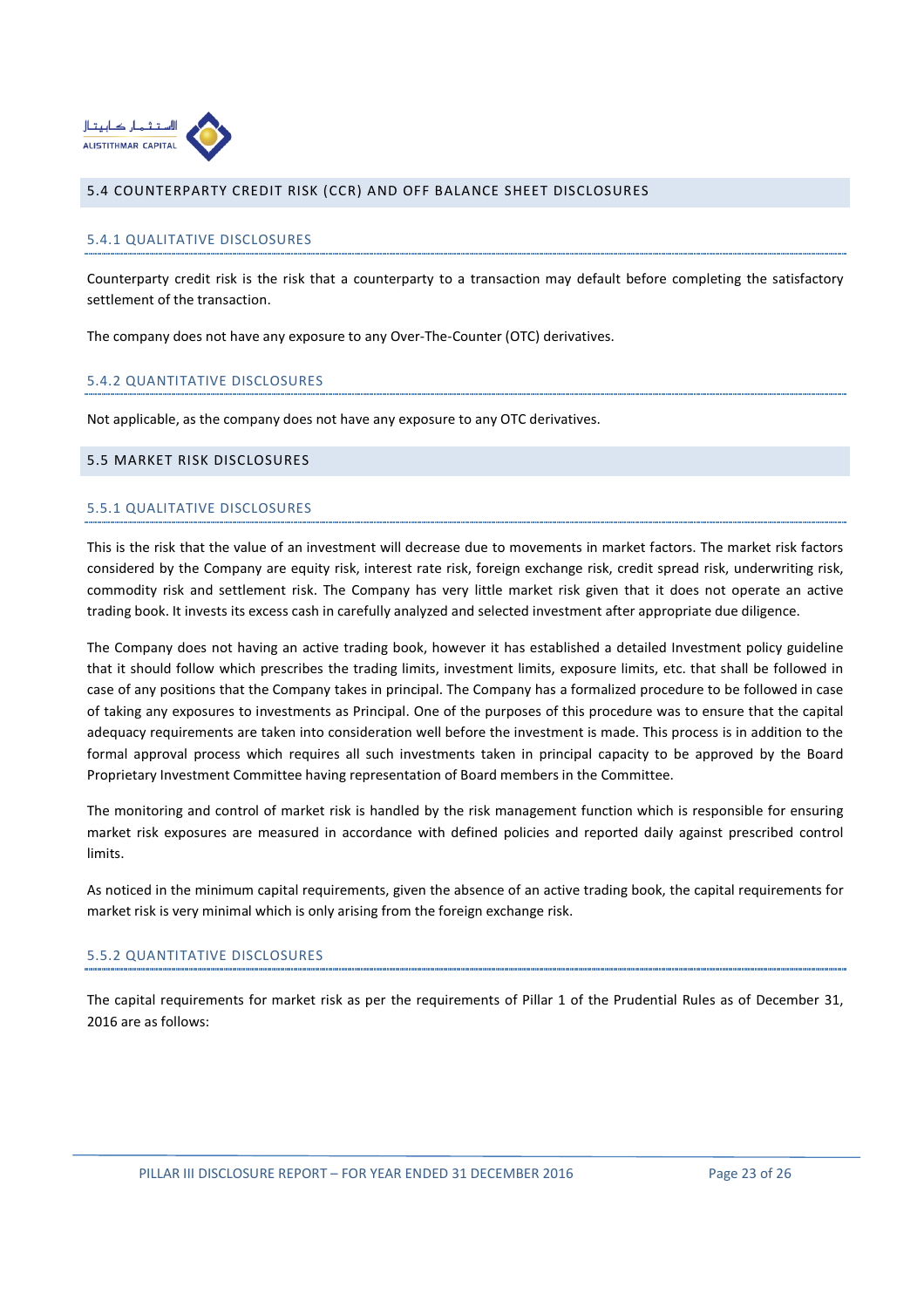## 5.4 COUNTERPARTY CREDIT RISK (CCR) AND OFF BALANCE SHEET DISCLOSURES

### 5.4.1 QUALITATIVE DISCLOSURES

Counterparty credit risk is the risk that a counterparty to a transaction may default before completing the satisfactory settlement of the transaction.

The company does not have any exposure to any Over-The-Counter (OTC) derivatives.

### 5.4.2 QUANTITATIVE DISCLOSURES

Not applicable, as the company does not have any exposure to any OTC derivatives.

## 5.5 MARKET RISK DISCLOSURES

### 5.5.1 QUALITATIVE DISCLOSURES

This is the risk that the value of an investment will decrease due to movements in market factors. The market risk factors considered by the Company are equity risk, interest rate risk, foreign exchange risk, credit spread risk, underwriting risk, commodity risk and settlement risk. The Company has very little market risk given that it does not operate an active trading book. It invests its excess cash in carefully analyzed and selected investment after appropriate due diligence.

The Company does not having an active trading book, however it has established a detailed Investment policy guideline that it should follow which prescribes the trading limits, investment limits, exposure limits, etc. that shall be followed in case of any positions that the Company takes in principal. The Company has a formalized procedure to be followed in case of taking any exposures to investments as Principal. One of the purposes of this procedure was to ensure that the capital adequacy requirements are taken into consideration well before the investment is made. This process is in addition to the formal approval process which requires all such investments taken in principal capacity to be approved by the Board Proprietary Investment Committee having representation of Board members in the Committee.

The monitoring and control of market risk is handled by the risk management function which is responsible for ensuring market risk exposures are measured in accordance with defined policies and reported daily against prescribed control limits.

As noticed in the minimum capital requirements, given the absence of an active trading book, the capital requirements for market risk is very minimal which is only arising from the foreign exchange risk.

### 5.5.2 QUANTITATIVE DISCLOSURES

The capital requirements for market risk as per the requirements of Pillar 1 of the Prudential Rules as of December 31, 2016 are as follows: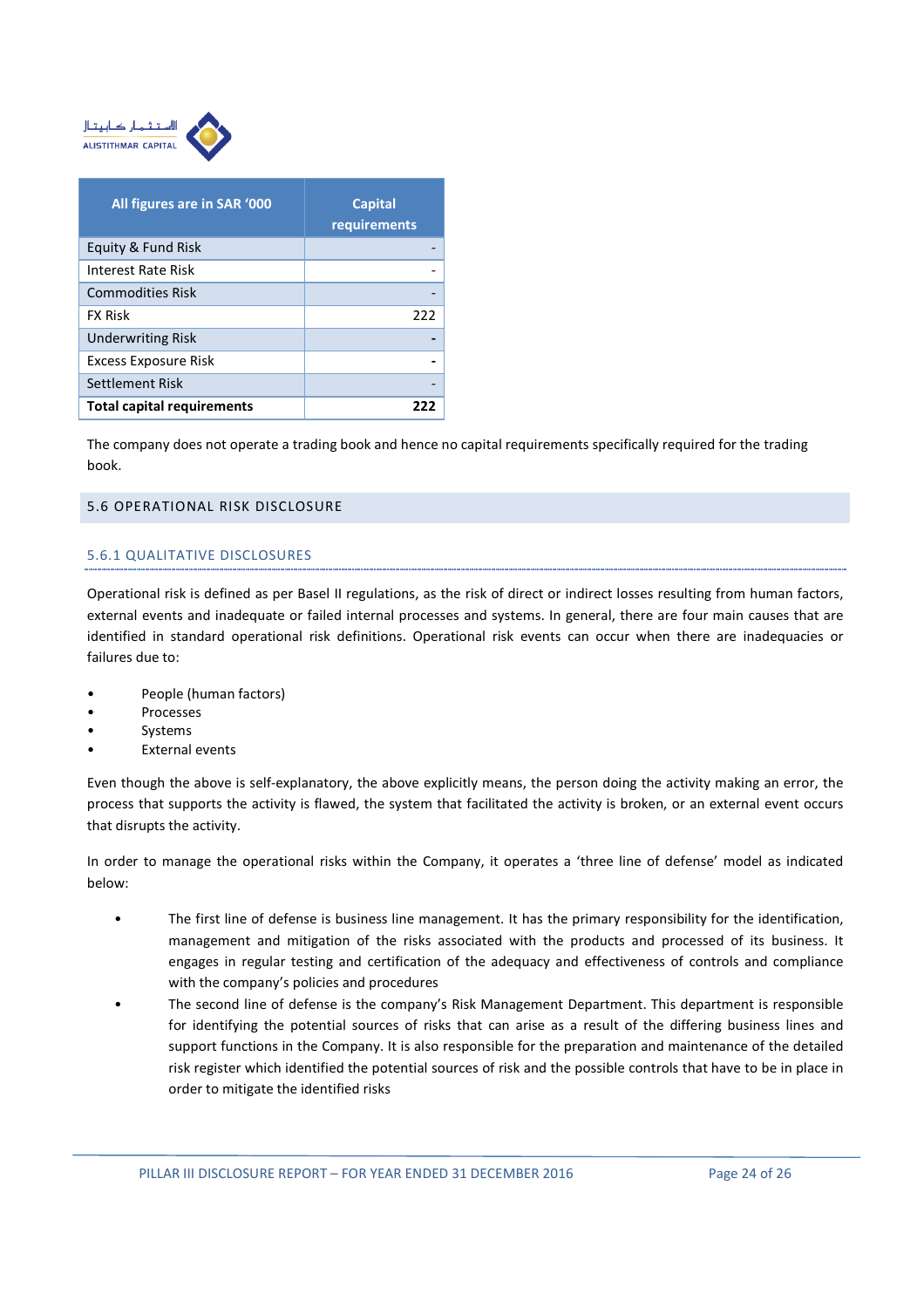| All figures are in SAR '000 | Capital requirements |
|---|---|
| Equity & Fund Risk | - |
| Interest Rate Risk | - |
| Commodities Risk | - |
| FX Risk | 222 |
| Underwriting Risk | - |
| Excess Exposure Risk | - |
| Settlement Risk | - |
| **Total capital requirements** | **222** |

The company does not operate a trading book and hence no capital requirements specifically required for the trading book.

## 5.6 OPERATIONAL RISK DISCLOSURE

### 5.6.1 QUALITATIVE DISCLOSURES

Operational risk is defined as per Basel II regulations, as the risk of direct or indirect losses resulting from human factors, external events and inadequate or failed internal processes and systems. In general, there are four main causes that are identified in standard operational risk definitions. Operational risk events can occur when there are inadequacies or failures due to:

- People (human factors)
- Processes
- Systems
- External events

Even though the above is self-explanatory, the above explicitly means, the person doing the activity making an error, the process that supports the activity is flawed, the system that facilitated the activity is broken, or an external event occurs that disrupts the activity.

In order to manage the operational risks within the Company, it operates a 'three line of defense' model as indicated below:

- The first line of defense is business line management. It has the primary responsibility for the identification, management and mitigation of the risks associated with the products and processed of its business. It engages in regular testing and certification of the adequacy and effectiveness of controls and compliance with the company's policies and procedures
- The second line of defense is the company's Risk Management Department. This department is responsible for identifying the potential sources of risks that can arise as a result of the differing business lines and support functions in the Company. It is also responsible for the preparation and maintenance of the detailed risk register which identified the potential sources of risk and the possible controls that have to be in place in order to mitigate the identified risks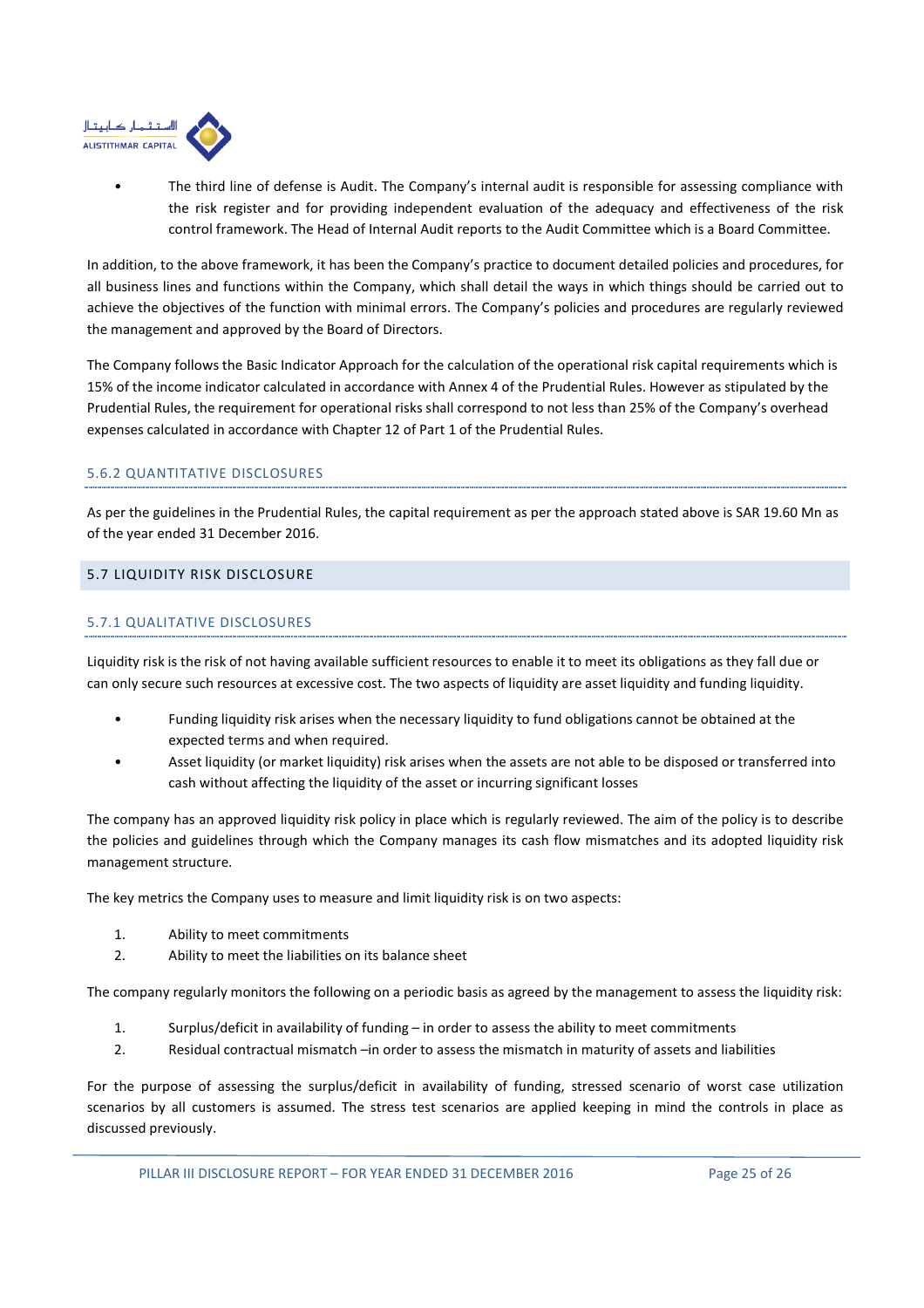- The third line of defense is Audit. The Company's internal audit is responsible for assessing compliance with the risk register and for providing independent evaluation of the adequacy and effectiveness of the risk control framework. The Head of Internal Audit reports to the Audit Committee which is a Board Committee.

In addition, to the above framework, it has been the Company's practice to document detailed policies and procedures, for all business lines and functions within the Company, which shall detail the ways in which things should be carried out to achieve the objectives of the function with minimal errors. The Company's policies and procedures are regularly reviewed the management and approved by the Board of Directors.

The Company follows the Basic Indicator Approach for the calculation of the operational risk capital requirements which is 15% of the income indicator calculated in accordance with Annex 4 of the Prudential Rules. However as stipulated by the Prudential Rules, the requirement for operational risks shall correspond to not less than 25% of the Company's overhead expenses calculated in accordance with Chapter 12 of Part 1 of the Prudential Rules.

### 5.6.2 QUANTITATIVE DISCLOSURES

As per the guidelines in the Prudential Rules, the capital requirement as per the approach stated above is SAR 19.60 Mn as of the year ended 31 December 2016.

## 5.7 LIQUIDITY RISK DISCLOSURE

### 5.7.1 QUALITATIVE DISCLOSURES

Liquidity risk is the risk of not having available sufficient resources to enable it to meet its obligations as they fall due or can only secure such resources at excessive cost. The two aspects of liquidity are asset liquidity and funding liquidity.

- Funding liquidity risk arises when the necessary liquidity to fund obligations cannot be obtained at the expected terms and when required.
- Asset liquidity (or market liquidity) risk arises when the assets are not able to be disposed or transferred into cash without affecting the liquidity of the asset or incurring significant losses

The company has an approved liquidity risk policy in place which is regularly reviewed. The aim of the policy is to describe the policies and guidelines through which the Company manages its cash flow mismatches and its adopted liquidity risk management structure.

The key metrics the Company uses to measure and limit liquidity risk is on two aspects:

1. Ability to meet commitments
2. Ability to meet the liabilities on its balance sheet

The company regularly monitors the following on a periodic basis as agreed by the management to assess the liquidity risk:

1. Surplus/deficit in availability of funding – in order to assess the ability to meet commitments
2. Residual contractual mismatch –in order to assess the mismatch in maturity of assets and liabilities

For the purpose of assessing the surplus/deficit in availability of funding, stressed scenario of worst case utilization scenarios by all customers is assumed. The stress test scenarios are applied keeping in mind the controls in place as discussed previously.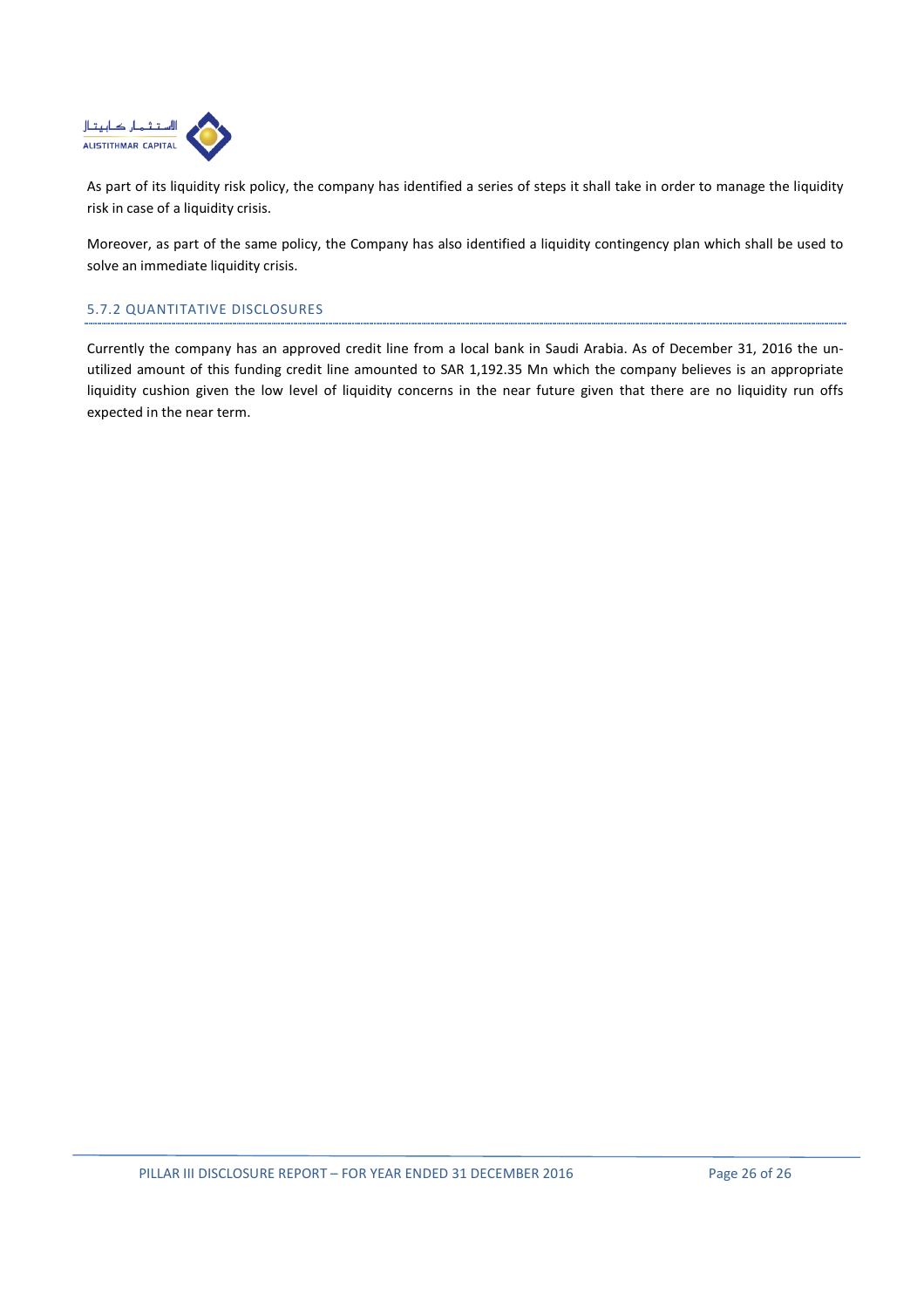As part of its liquidity risk policy, the company has identified a series of steps it shall take in order to manage the liquidity risk in case of a liquidity crisis.

Moreover, as part of the same policy, the Company has also identified a liquidity contingency plan which shall be used to solve an immediate liquidity crisis.

### 5.7.2 QUANTITATIVE DISCLOSURES

Currently the company has an approved credit line from a local bank in Saudi Arabia. As of December 31, 2016 the un-utilized amount of this funding credit line amounted to SAR 1,192.35 Mn which the company believes is an appropriate liquidity cushion given the low level of liquidity concerns in the near future given that there are no liquidity run offs expected in the near term.